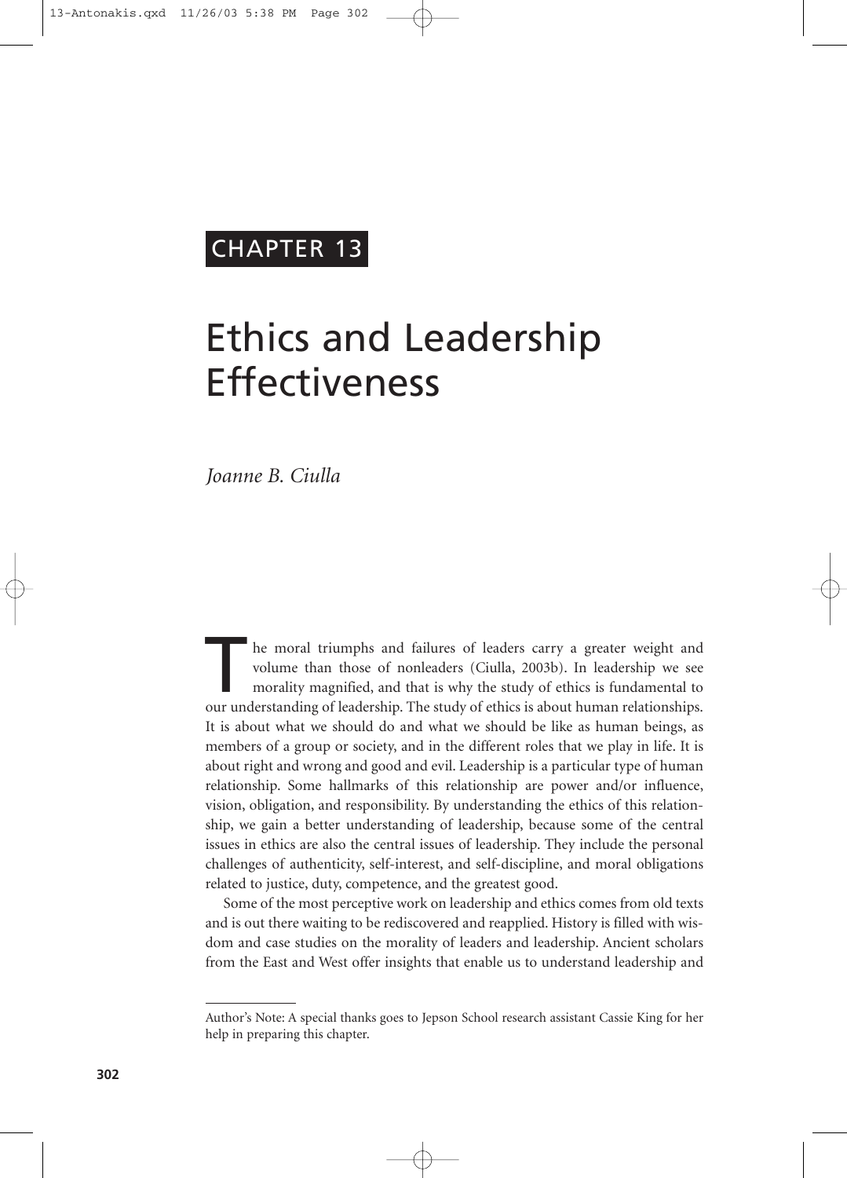CHAPTER 13

# Ethics and Leadership Effectiveness

*Joanne B. Ciulla*

The moral triumphs and failures of leaders carry a greater weight and volume than those of nonleaders (Ciulla, 2003b). In leadership we see morality magnified, and that is why the study of ethics is fundamental to our understanding of leadership. The study of ethics is about human relationships. It is about what we should do and what we should be like as human beings, as members of a group or society, and in the different roles that we play in life. It is about right and wrong and good and evil. Leadership is a particular type of human relationship. Some hallmarks of this relationship are power and/or influence, vision, obligation, and responsibility. By understanding the ethics of this relationship, we gain a better understanding of leadership, because some of the central issues in ethics are also the central issues of leadership. They include the personal challenges of authenticity, self-interest, and self-discipline, and moral obligations related to justice, duty, competence, and the greatest good.

Some of the most perceptive work on leadership and ethics comes from old texts and is out there waiting to be rediscovered and reapplied. History is filled with wisdom and case studies on the morality of leaders and leadership. Ancient scholars from the East and West offer insights that enable us to understand leadership and

---

Author's Note: A special thanks goes to Jepson School research assistant Cassie King for her help in preparing this chapter.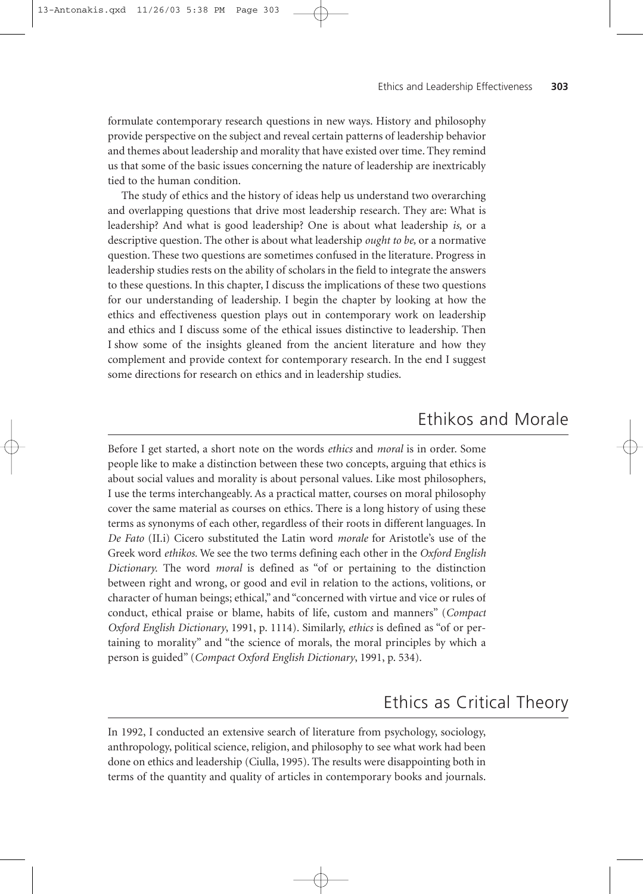formulate contemporary research questions in new ways. History and philosophy provide perspective on the subject and reveal certain patterns of leadership behavior and themes about leadership and morality that have existed over time. They remind us that some of the basic issues concerning the nature of leadership are inextricably tied to the human condition.

The study of ethics and the history of ideas help us understand two overarching and overlapping questions that drive most leadership research. They are: What is leadership? And what is good leadership? One is about what leadership *is,* or a descriptive question. The other is about what leadership *ought to be,* or a normative question. These two questions are sometimes confused in the literature. Progress in leadership studies rests on the ability of scholars in the field to integrate the answers to these questions. In this chapter, I discuss the implications of these two questions for our understanding of leadership. I begin the chapter by looking at how the ethics and effectiveness question plays out in contemporary work on leadership and ethics and I discuss some of the ethical issues distinctive to leadership. Then I show some of the insights gleaned from the ancient literature and how they complement and provide context for contemporary research. In the end I suggest some directions for research on ethics and in leadership studies.

## Ethikos and Morale

Before I get started, a short note on the words *ethics* and *moral* is in order. Some people like to make a distinction between these two concepts, arguing that ethics is about social values and morality is about personal values. Like most philosophers, I use the terms interchangeably. As a practical matter, courses on moral philosophy cover the same material as courses on ethics. There is a long history of using these terms as synonyms of each other, regardless of their roots in different languages. In *De Fato* (II.i) Cicero substituted the Latin word *morale* for Aristotle's use of the Greek word *ethikos.* We see the two terms defining each other in the *Oxford English Dictionary.* The word *moral* is defined as "of or pertaining to the distinction between right and wrong, or good and evil in relation to the actions, volitions, or character of human beings; ethical," and "concerned with virtue and vice or rules of conduct, ethical praise or blame, habits of life, custom and manners" (*Compact Oxford English Dictionary*, 1991, p. 1114). Similarly, *ethics* is defined as "of or pertaining to morality" and "the science of morals, the moral principles by which a person is guided" (*Compact Oxford English Dictionary*, 1991, p. 534).

## Ethics as Critical Theory

In 1992, I conducted an extensive search of literature from psychology, sociology, anthropology, political science, religion, and philosophy to see what work had been done on ethics and leadership (Ciulla, 1995). The results were disappointing both in terms of the quantity and quality of articles in contemporary books and journals.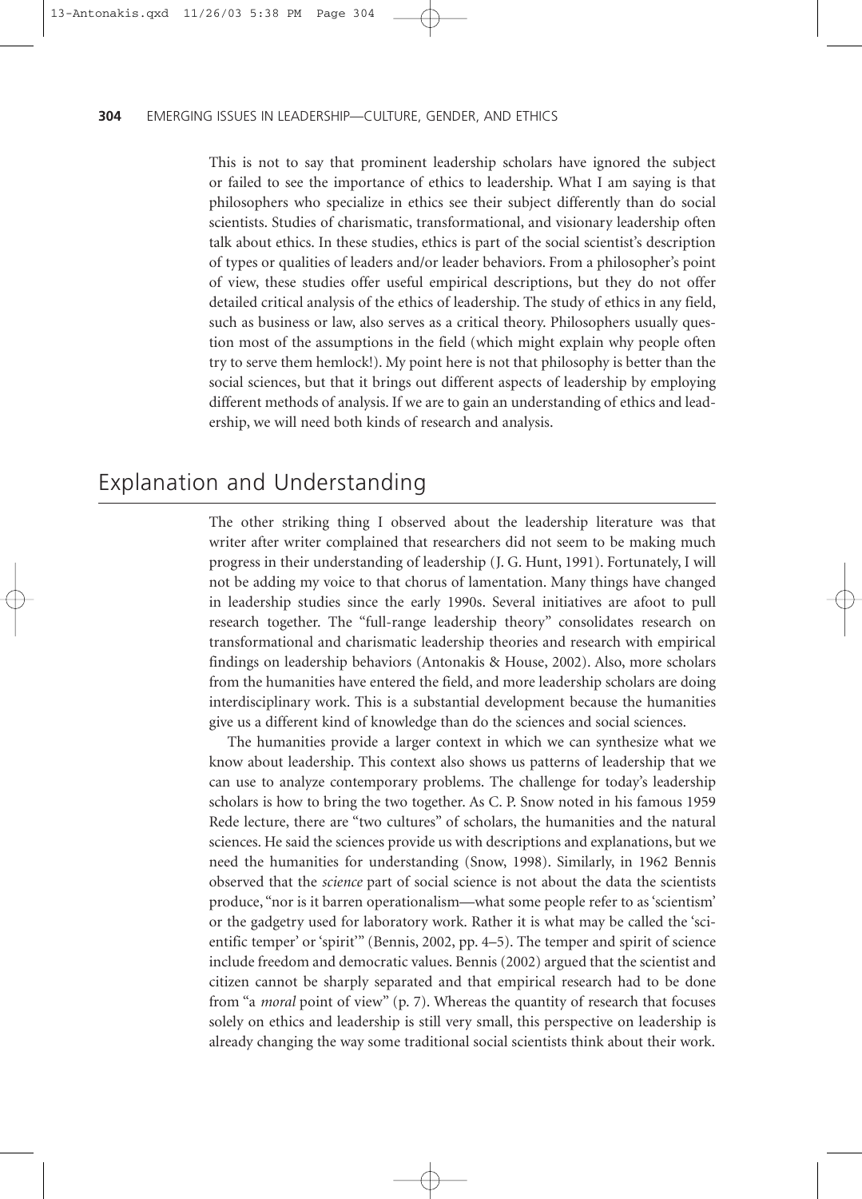This is not to say that prominent leadership scholars have ignored the subject or failed to see the importance of ethics to leadership. What I am saying is that philosophers who specialize in ethics see their subject differently than do social scientists. Studies of charismatic, transformational, and visionary leadership often talk about ethics. In these studies, ethics is part of the social scientist's description of types or qualities of leaders and/or leader behaviors. From a philosopher's point of view, these studies offer useful empirical descriptions, but they do not offer detailed critical analysis of the ethics of leadership. The study of ethics in any field, such as business or law, also serves as a critical theory. Philosophers usually question most of the assumptions in the field (which might explain why people often try to serve them hemlock!). My point here is not that philosophy is better than the social sciences, but that it brings out different aspects of leadership by employing different methods of analysis. If we are to gain an understanding of ethics and leadership, we will need both kinds of research and analysis.

## Explanation and Understanding

The other striking thing I observed about the leadership literature was that writer after writer complained that researchers did not seem to be making much progress in their understanding of leadership (J. G. Hunt, 1991). Fortunately, I will not be adding my voice to that chorus of lamentation. Many things have changed in leadership studies since the early 1990s. Several initiatives are afoot to pull research together. The "full-range leadership theory" consolidates research on transformational and charismatic leadership theories and research with empirical findings on leadership behaviors (Antonakis & House, 2002). Also, more scholars from the humanities have entered the field, and more leadership scholars are doing interdisciplinary work. This is a substantial development because the humanities give us a different kind of knowledge than do the sciences and social sciences.

The humanities provide a larger context in which we can synthesize what we know about leadership. This context also shows us patterns of leadership that we can use to analyze contemporary problems. The challenge for today's leadership scholars is how to bring the two together. As C. P. Snow noted in his famous 1959 Rede lecture, there are "two cultures" of scholars, the humanities and the natural sciences. He said the sciences provide us with descriptions and explanations, but we need the humanities for understanding (Snow, 1998). Similarly, in 1962 Bennis observed that the *science* part of social science is not about the data the scientists produce, "nor is it barren operationalism—what some people refer to as 'scientism' or the gadgetry used for laboratory work. Rather it is what may be called the 'scientific temper' or 'spirit'" (Bennis, 2002, pp. 4–5). The temper and spirit of science include freedom and democratic values. Bennis (2002) argued that the scientist and citizen cannot be sharply separated and that empirical research had to be done from "a *moral* point of view" (p. 7). Whereas the quantity of research that focuses solely on ethics and leadership is still very small, this perspective on leadership is already changing the way some traditional social scientists think about their work.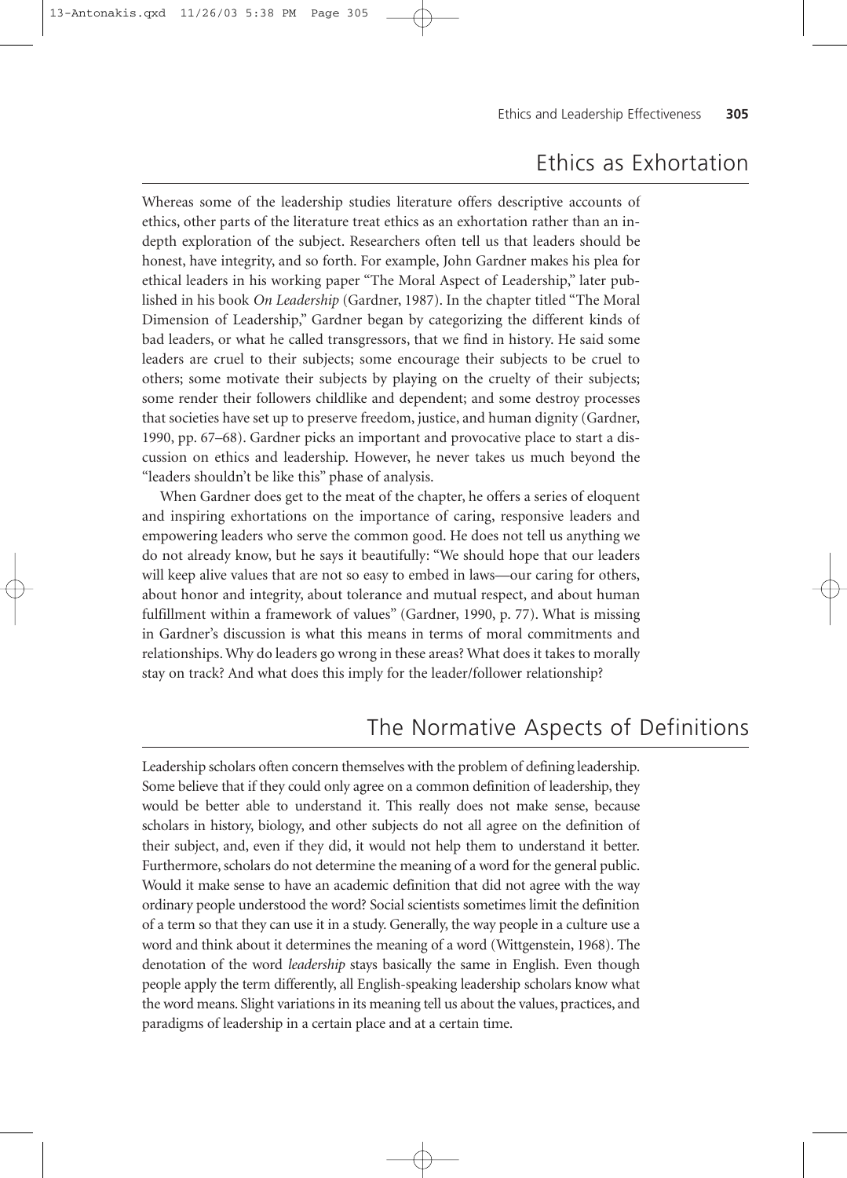## Ethics as Exhortation

Whereas some of the leadership studies literature offers descriptive accounts of ethics, other parts of the literature treat ethics as an exhortation rather than an in-depth exploration of the subject. Researchers often tell us that leaders should be honest, have integrity, and so forth. For example, John Gardner makes his plea for ethical leaders in his working paper "The Moral Aspect of Leadership," later published in his book *On Leadership* (Gardner, 1987). In the chapter titled "The Moral Dimension of Leadership," Gardner began by categorizing the different kinds of bad leaders, or what he called transgressors, that we find in history. He said some leaders are cruel to their subjects; some encourage their subjects to be cruel to others; some motivate their subjects by playing on the cruelty of their subjects; some render their followers childlike and dependent; and some destroy processes that societies have set up to preserve freedom, justice, and human dignity (Gardner, 1990, pp. 67–68). Gardner picks an important and provocative place to start a discussion on ethics and leadership. However, he never takes us much beyond the "leaders shouldn't be like this" phase of analysis.

When Gardner does get to the meat of the chapter, he offers a series of eloquent and inspiring exhortations on the importance of caring, responsive leaders and empowering leaders who serve the common good. He does not tell us anything we do not already know, but he says it beautifully: "We should hope that our leaders will keep alive values that are not so easy to embed in laws—our caring for others, about honor and integrity, about tolerance and mutual respect, and about human fulfillment within a framework of values" (Gardner, 1990, p. 77). What is missing in Gardner's discussion is what this means in terms of moral commitments and relationships. Why do leaders go wrong in these areas? What does it takes to morally stay on track? And what does this imply for the leader/follower relationship?

## The Normative Aspects of Definitions

Leadership scholars often concern themselves with the problem of defining leadership. Some believe that if they could only agree on a common definition of leadership, they would be better able to understand it. This really does not make sense, because scholars in history, biology, and other subjects do not all agree on the definition of their subject, and, even if they did, it would not help them to understand it better. Furthermore, scholars do not determine the meaning of a word for the general public. Would it make sense to have an academic definition that did not agree with the way ordinary people understood the word? Social scientists sometimes limit the definition of a term so that they can use it in a study. Generally, the way people in a culture use a word and think about it determines the meaning of a word (Wittgenstein, 1968). The denotation of the word *leadership* stays basically the same in English. Even though people apply the term differently, all English-speaking leadership scholars know what the word means. Slight variations in its meaning tell us about the values, practices, and paradigms of leadership in a certain place and at a certain time.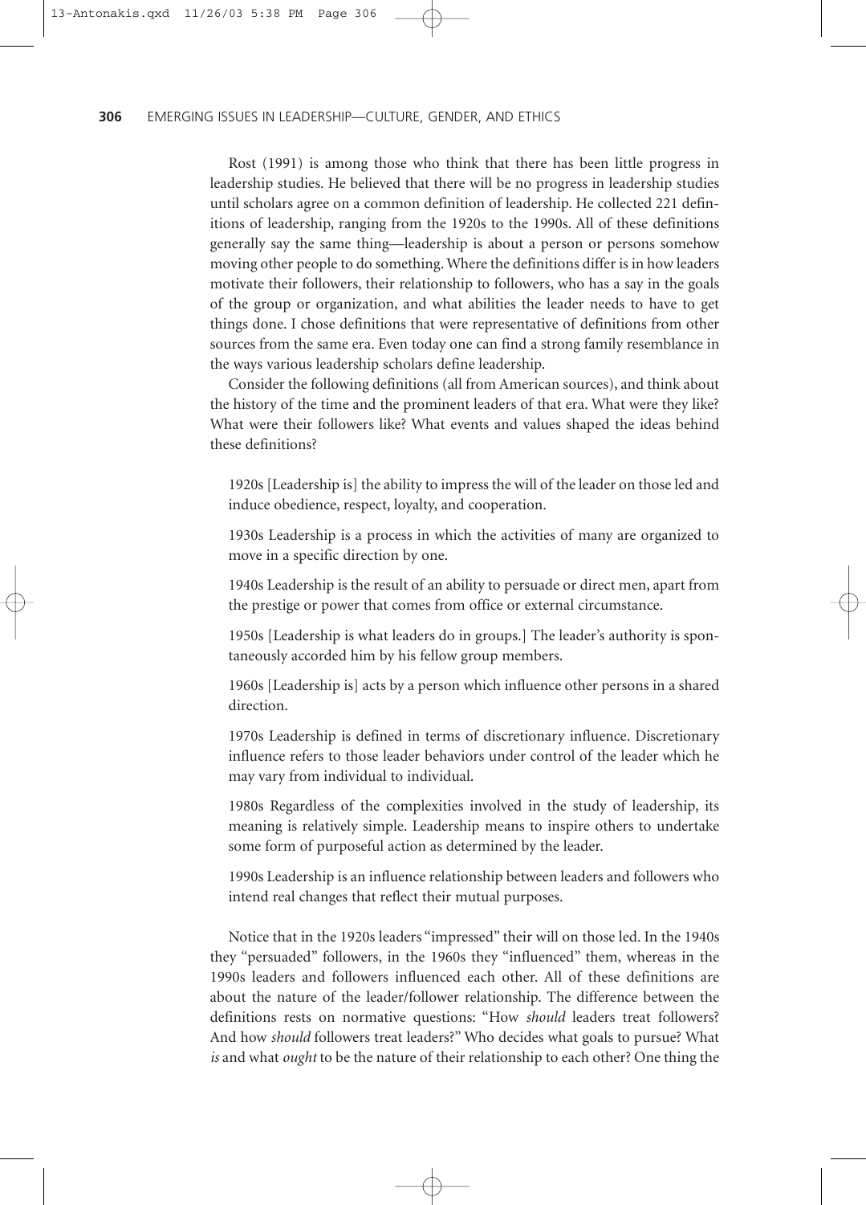Rost (1991) is among those who think that there has been little progress in leadership studies. He believed that there will be no progress in leadership studies until scholars agree on a common definition of leadership. He collected 221 definitions of leadership, ranging from the 1920s to the 1990s. All of these definitions generally say the same thing—leadership is about a person or persons somehow moving other people to do something. Where the definitions differ is in how leaders motivate their followers, their relationship to followers, who has a say in the goals of the group or organization, and what abilities the leader needs to have to get things done. I chose definitions that were representative of definitions from other sources from the same era. Even today one can find a strong family resemblance in the ways various leadership scholars define leadership.

Consider the following definitions (all from American sources), and think about the history of the time and the prominent leaders of that era. What were they like? What were their followers like? What events and values shaped the ideas behind these definitions?

> 1920s [Leadership is] the ability to impress the will of the leader on those led and induce obedience, respect, loyalty, and cooperation.
>
> 1930s Leadership is a process in which the activities of many are organized to move in a specific direction by one.
>
> 1940s Leadership is the result of an ability to persuade or direct men, apart from the prestige or power that comes from office or external circumstance.
>
> 1950s [Leadership is what leaders do in groups.] The leader's authority is spontaneously accorded him by his fellow group members.
>
> 1960s [Leadership is] acts by a person which influence other persons in a shared direction.
>
> 1970s Leadership is defined in terms of discretionary influence. Discretionary influence refers to those leader behaviors under control of the leader which he may vary from individual to individual.
>
> 1980s Regardless of the complexities involved in the study of leadership, its meaning is relatively simple. Leadership means to inspire others to undertake some form of purposeful action as determined by the leader.
>
> 1990s Leadership is an influence relationship between leaders and followers who intend real changes that reflect their mutual purposes.

Notice that in the 1920s leaders "impressed" their will on those led. In the 1940s they "persuaded" followers, in the 1960s they "influenced" them, whereas in the 1990s leaders and followers influenced each other. All of these definitions are about the nature of the leader/follower relationship. The difference between the definitions rests on normative questions: "How *should* leaders treat followers? And how *should* followers treat leaders?" Who decides what goals to pursue? What *is* and what *ought* to be the nature of their relationship to each other? One thing the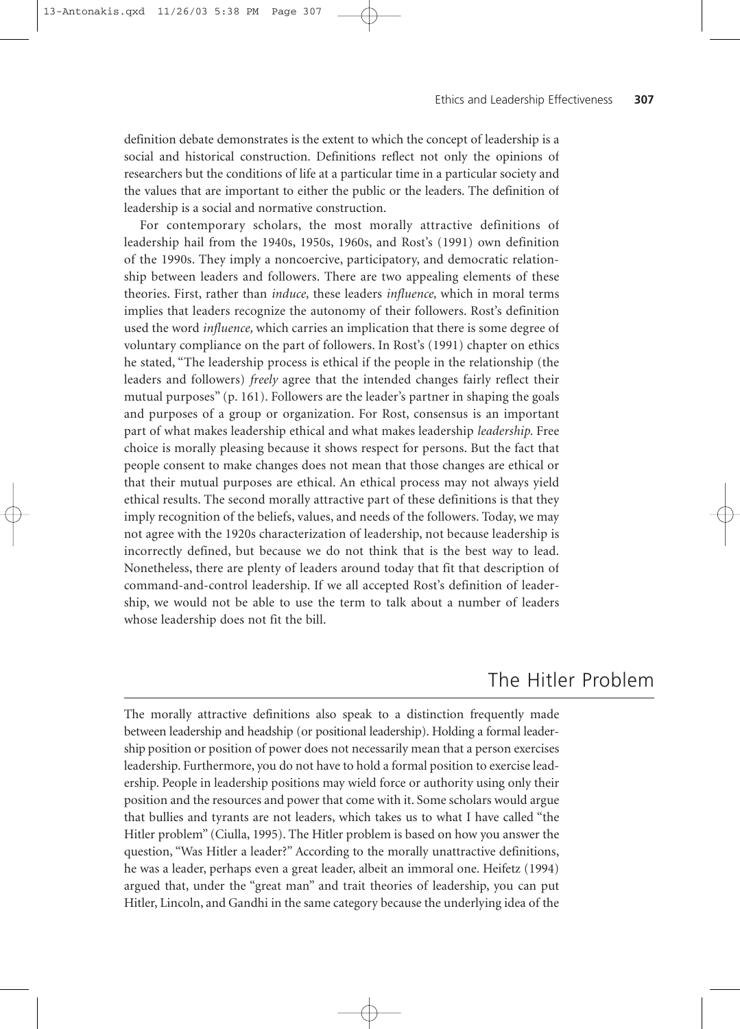definition debate demonstrates is the extent to which the concept of leadership is a social and historical construction. Definitions reflect not only the opinions of researchers but the conditions of life at a particular time in a particular society and the values that are important to either the public or the leaders. The definition of leadership is a social and normative construction.

For contemporary scholars, the most morally attractive definitions of leadership hail from the 1940s, 1950s, 1960s, and Rost's (1991) own definition of the 1990s. They imply a noncoercive, participatory, and democratic relationship between leaders and followers. There are two appealing elements of these theories. First, rather than *induce,* these leaders *influence,* which in moral terms implies that leaders recognize the autonomy of their followers. Rost's definition used the word *influence,* which carries an implication that there is some degree of voluntary compliance on the part of followers. In Rost's (1991) chapter on ethics he stated, "The leadership process is ethical if the people in the relationship (the leaders and followers) *freely* agree that the intended changes fairly reflect their mutual purposes" (p. 161). Followers are the leader's partner in shaping the goals and purposes of a group or organization. For Rost, consensus is an important part of what makes leadership ethical and what makes leadership *leadership.* Free choice is morally pleasing because it shows respect for persons. But the fact that people consent to make changes does not mean that those changes are ethical or that their mutual purposes are ethical. An ethical process may not always yield ethical results. The second morally attractive part of these definitions is that they imply recognition of the beliefs, values, and needs of the followers. Today, we may not agree with the 1920s characterization of leadership, not because leadership is incorrectly defined, but because we do not think that is the best way to lead. Nonetheless, there are plenty of leaders around today that fit that description of command-and-control leadership. If we all accepted Rost's definition of leadership, we would not be able to use the term to talk about a number of leaders whose leadership does not fit the bill.

## The Hitler Problem

The morally attractive definitions also speak to a distinction frequently made between leadership and headship (or positional leadership). Holding a formal leadership position or position of power does not necessarily mean that a person exercises leadership. Furthermore, you do not have to hold a formal position to exercise leadership. People in leadership positions may wield force or authority using only their position and the resources and power that come with it. Some scholars would argue that bullies and tyrants are not leaders, which takes us to what I have called "the Hitler problem" (Ciulla, 1995). The Hitler problem is based on how you answer the question, "Was Hitler a leader?" According to the morally unattractive definitions, he was a leader, perhaps even a great leader, albeit an immoral one. Heifetz (1994) argued that, under the "great man" and trait theories of leadership, you can put Hitler, Lincoln, and Gandhi in the same category because the underlying idea of the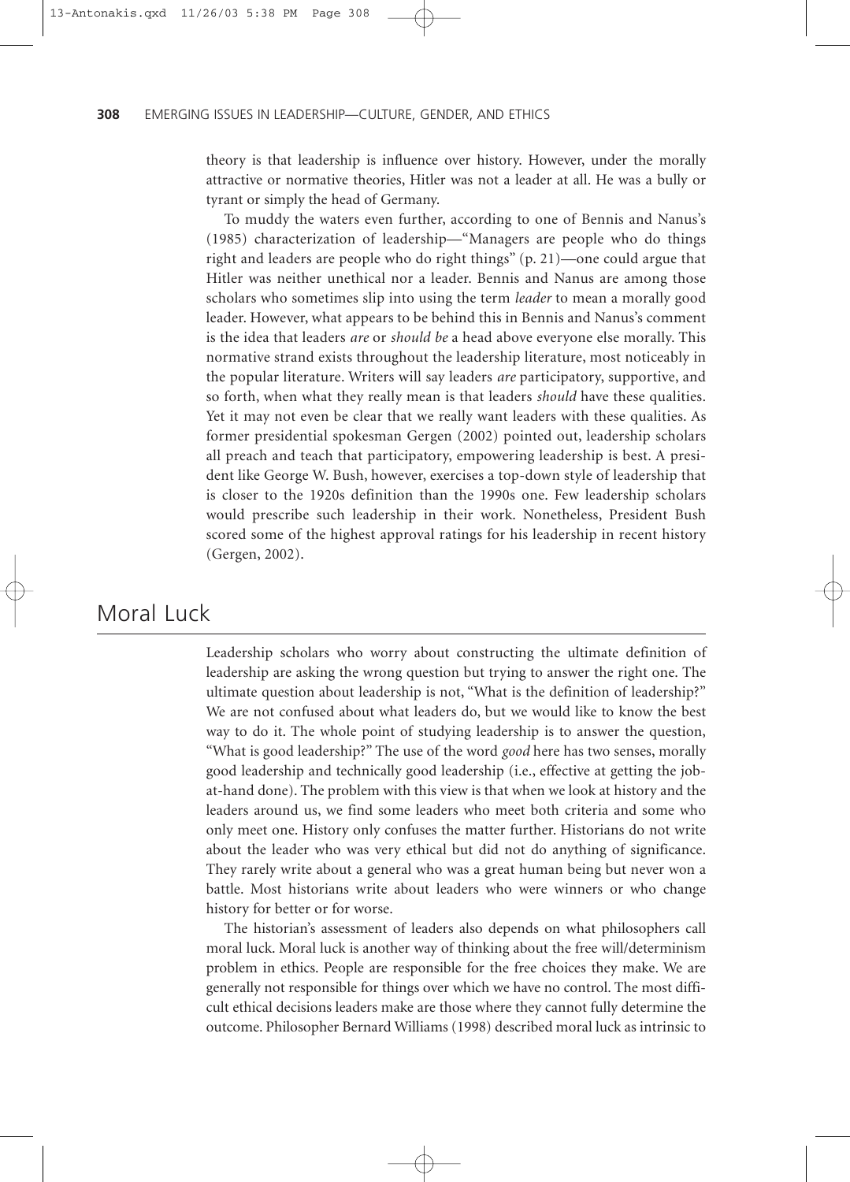theory is that leadership is influence over history. However, under the morally attractive or normative theories, Hitler was not a leader at all. He was a bully or tyrant or simply the head of Germany.

To muddy the waters even further, according to one of Bennis and Nanus's (1985) characterization of leadership—"Managers are people who do things right and leaders are people who do right things" (p. 21)—one could argue that Hitler was neither unethical nor a leader. Bennis and Nanus are among those scholars who sometimes slip into using the term *leader* to mean a morally good leader. However, what appears to be behind this in Bennis and Nanus's comment is the idea that leaders *are* or *should be* a head above everyone else morally. This normative strand exists throughout the leadership literature, most noticeably in the popular literature. Writers will say leaders *are* participatory, supportive, and so forth, when what they really mean is that leaders *should* have these qualities. Yet it may not even be clear that we really want leaders with these qualities. As former presidential spokesman Gergen (2002) pointed out, leadership scholars all preach and teach that participatory, empowering leadership is best. A president like George W. Bush, however, exercises a top-down style of leadership that is closer to the 1920s definition than the 1990s one. Few leadership scholars would prescribe such leadership in their work. Nonetheless, President Bush scored some of the highest approval ratings for his leadership in recent history (Gergen, 2002).

## Moral Luck

Leadership scholars who worry about constructing the ultimate definition of leadership are asking the wrong question but trying to answer the right one. The ultimate question about leadership is not, "What is the definition of leadership?" We are not confused about what leaders do, but we would like to know the best way to do it. The whole point of studying leadership is to answer the question, "What is good leadership?" The use of the word *good* here has two senses, morally good leadership and technically good leadership (i.e., effective at getting the job-at-hand done). The problem with this view is that when we look at history and the leaders around us, we find some leaders who meet both criteria and some who only meet one. History only confuses the matter further. Historians do not write about the leader who was very ethical but did not do anything of significance. They rarely write about a general who was a great human being but never won a battle. Most historians write about leaders who were winners or who change history for better or for worse.

The historian's assessment of leaders also depends on what philosophers call moral luck. Moral luck is another way of thinking about the free will/determinism problem in ethics. People are responsible for the free choices they make. We are generally not responsible for things over which we have no control. The most difficult ethical decisions leaders make are those where they cannot fully determine the outcome. Philosopher Bernard Williams (1998) described moral luck as intrinsic to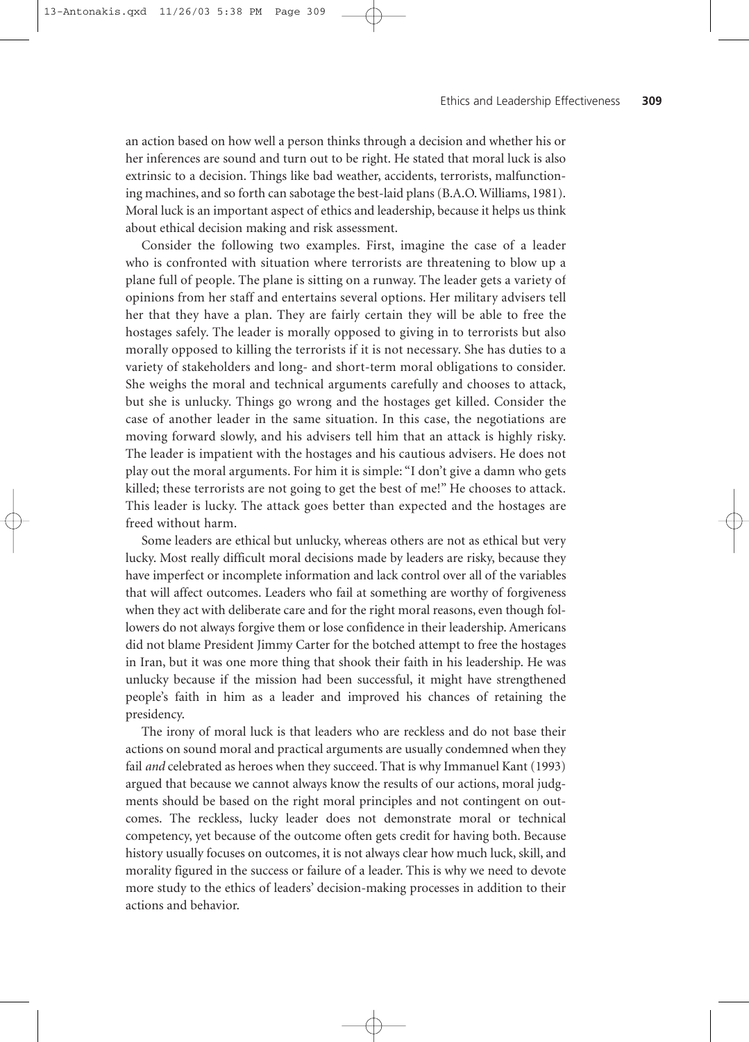an action based on how well a person thinks through a decision and whether his or her inferences are sound and turn out to be right. He stated that moral luck is also extrinsic to a decision. Things like bad weather, accidents, terrorists, malfunctioning machines, and so forth can sabotage the best-laid plans (B.A.O. Williams, 1981). Moral luck is an important aspect of ethics and leadership, because it helps us think about ethical decision making and risk assessment.

Consider the following two examples. First, imagine the case of a leader who is confronted with situation where terrorists are threatening to blow up a plane full of people. The plane is sitting on a runway. The leader gets a variety of opinions from her staff and entertains several options. Her military advisers tell her that they have a plan. They are fairly certain they will be able to free the hostages safely. The leader is morally opposed to giving in to terrorists but also morally opposed to killing the terrorists if it is not necessary. She has duties to a variety of stakeholders and long- and short-term moral obligations to consider. She weighs the moral and technical arguments carefully and chooses to attack, but she is unlucky. Things go wrong and the hostages get killed. Consider the case of another leader in the same situation. In this case, the negotiations are moving forward slowly, and his advisers tell him that an attack is highly risky. The leader is impatient with the hostages and his cautious advisers. He does not play out the moral arguments. For him it is simple: "I don't give a damn who gets killed; these terrorists are not going to get the best of me!" He chooses to attack. This leader is lucky. The attack goes better than expected and the hostages are freed without harm.

Some leaders are ethical but unlucky, whereas others are not as ethical but very lucky. Most really difficult moral decisions made by leaders are risky, because they have imperfect or incomplete information and lack control over all of the variables that will affect outcomes. Leaders who fail at something are worthy of forgiveness when they act with deliberate care and for the right moral reasons, even though followers do not always forgive them or lose confidence in their leadership. Americans did not blame President Jimmy Carter for the botched attempt to free the hostages in Iran, but it was one more thing that shook their faith in his leadership. He was unlucky because if the mission had been successful, it might have strengthened people's faith in him as a leader and improved his chances of retaining the presidency.

The irony of moral luck is that leaders who are reckless and do not base their actions on sound moral and practical arguments are usually condemned when they fail *and* celebrated as heroes when they succeed. That is why Immanuel Kant (1993) argued that because we cannot always know the results of our actions, moral judgments should be based on the right moral principles and not contingent on outcomes. The reckless, lucky leader does not demonstrate moral or technical competency, yet because of the outcome often gets credit for having both. Because history usually focuses on outcomes, it is not always clear how much luck, skill, and morality figured in the success or failure of a leader. This is why we need to devote more study to the ethics of leaders' decision-making processes in addition to their actions and behavior.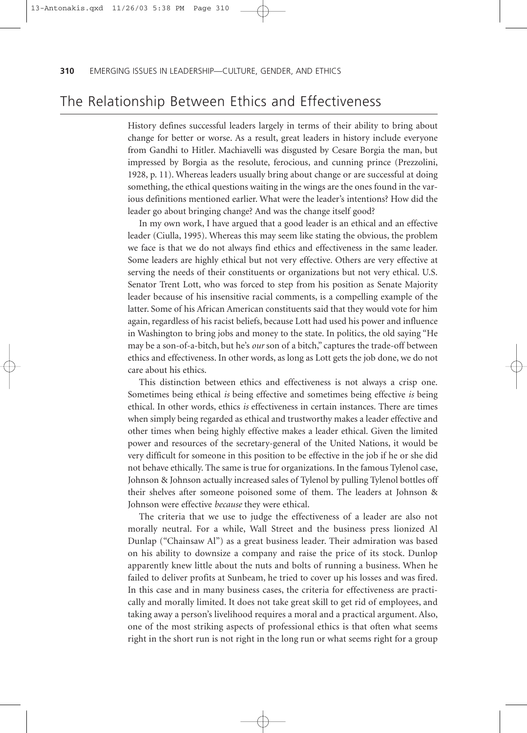## The Relationship Between Ethics and Effectiveness

History defines successful leaders largely in terms of their ability to bring about change for better or worse. As a result, great leaders in history include everyone from Gandhi to Hitler. Machiavelli was disgusted by Cesare Borgia the man, but impressed by Borgia as the resolute, ferocious, and cunning prince (Prezzolini, 1928, p. 11). Whereas leaders usually bring about change or are successful at doing something, the ethical questions waiting in the wings are the ones found in the various definitions mentioned earlier. What were the leader's intentions? How did the leader go about bringing change? And was the change itself good?

In my own work, I have argued that a good leader is an ethical and an effective leader (Ciulla, 1995). Whereas this may seem like stating the obvious, the problem we face is that we do not always find ethics and effectiveness in the same leader. Some leaders are highly ethical but not very effective. Others are very effective at serving the needs of their constituents or organizations but not very ethical. U.S. Senator Trent Lott, who was forced to step from his position as Senate Majority leader because of his insensitive racial comments, is a compelling example of the latter. Some of his African American constituents said that they would vote for him again, regardless of his racist beliefs, because Lott had used his power and influence in Washington to bring jobs and money to the state. In politics, the old saying "He may be a son-of-a-bitch, but he's *our* son of a bitch," captures the trade-off between ethics and effectiveness. In other words, as long as Lott gets the job done, we do not care about his ethics.

This distinction between ethics and effectiveness is not always a crisp one. Sometimes being ethical *is* being effective and sometimes being effective *is* being ethical. In other words, ethics *is* effectiveness in certain instances. There are times when simply being regarded as ethical and trustworthy makes a leader effective and other times when being highly effective makes a leader ethical. Given the limited power and resources of the secretary-general of the United Nations, it would be very difficult for someone in this position to be effective in the job if he or she did not behave ethically. The same is true for organizations. In the famous Tylenol case, Johnson & Johnson actually increased sales of Tylenol by pulling Tylenol bottles off their shelves after someone poisoned some of them. The leaders at Johnson & Johnson were effective *because* they were ethical.

The criteria that we use to judge the effectiveness of a leader are also not morally neutral. For a while, Wall Street and the business press lionized Al Dunlap ("Chainsaw Al") as a great business leader. Their admiration was based on his ability to downsize a company and raise the price of its stock. Dunlop apparently knew little about the nuts and bolts of running a business. When he failed to deliver profits at Sunbeam, he tried to cover up his losses and was fired. In this case and in many business cases, the criteria for effectiveness are practically and morally limited. It does not take great skill to get rid of employees, and taking away a person's livelihood requires a moral and a practical argument. Also, one of the most striking aspects of professional ethics is that often what seems right in the short run is not right in the long run or what seems right for a group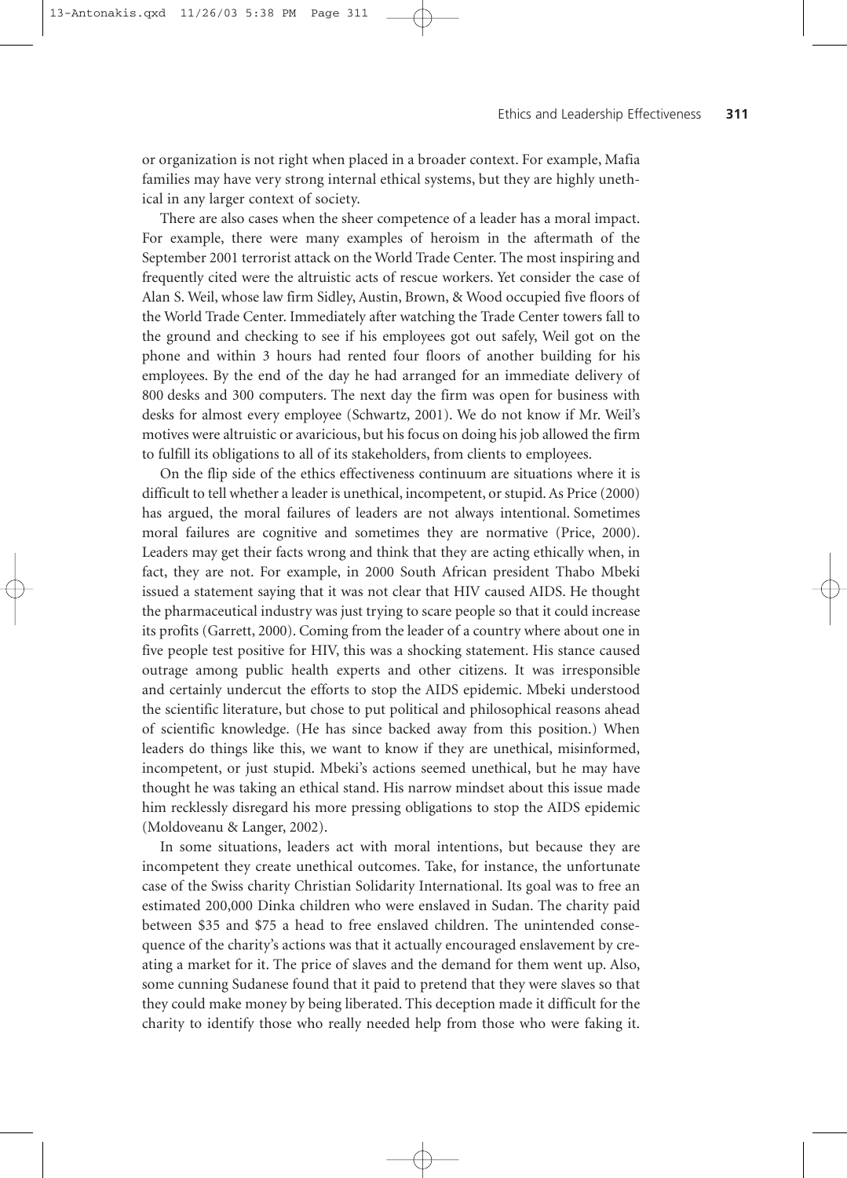or organization is not right when placed in a broader context. For example, Mafia families may have very strong internal ethical systems, but they are highly unethical in any larger context of society.

There are also cases when the sheer competence of a leader has a moral impact. For example, there were many examples of heroism in the aftermath of the September 2001 terrorist attack on the World Trade Center. The most inspiring and frequently cited were the altruistic acts of rescue workers. Yet consider the case of Alan S. Weil, whose law firm Sidley, Austin, Brown, & Wood occupied five floors of the World Trade Center. Immediately after watching the Trade Center towers fall to the ground and checking to see if his employees got out safely, Weil got on the phone and within 3 hours had rented four floors of another building for his employees. By the end of the day he had arranged for an immediate delivery of 800 desks and 300 computers. The next day the firm was open for business with desks for almost every employee (Schwartz, 2001). We do not know if Mr. Weil's motives were altruistic or avaricious, but his focus on doing his job allowed the firm to fulfill its obligations to all of its stakeholders, from clients to employees.

On the flip side of the ethics effectiveness continuum are situations where it is difficult to tell whether a leader is unethical, incompetent, or stupid. As Price (2000) has argued, the moral failures of leaders are not always intentional. Sometimes moral failures are cognitive and sometimes they are normative (Price, 2000). Leaders may get their facts wrong and think that they are acting ethically when, in fact, they are not. For example, in 2000 South African president Thabo Mbeki issued a statement saying that it was not clear that HIV caused AIDS. He thought the pharmaceutical industry was just trying to scare people so that it could increase its profits (Garrett, 2000). Coming from the leader of a country where about one in five people test positive for HIV, this was a shocking statement. His stance caused outrage among public health experts and other citizens. It was irresponsible and certainly undercut the efforts to stop the AIDS epidemic. Mbeki understood the scientific literature, but chose to put political and philosophical reasons ahead of scientific knowledge. (He has since backed away from this position.) When leaders do things like this, we want to know if they are unethical, misinformed, incompetent, or just stupid. Mbeki's actions seemed unethical, but he may have thought he was taking an ethical stand. His narrow mindset about this issue made him recklessly disregard his more pressing obligations to stop the AIDS epidemic (Moldoveanu & Langer, 2002).

In some situations, leaders act with moral intentions, but because they are incompetent they create unethical outcomes. Take, for instance, the unfortunate case of the Swiss charity Christian Solidarity International. Its goal was to free an estimated 200,000 Dinka children who were enslaved in Sudan. The charity paid between \$35 and \$75 a head to free enslaved children. The unintended consequence of the charity's actions was that it actually encouraged enslavement by creating a market for it. The price of slaves and the demand for them went up. Also, some cunning Sudanese found that it paid to pretend that they were slaves so that they could make money by being liberated. This deception made it difficult for the charity to identify those who really needed help from those who were faking it.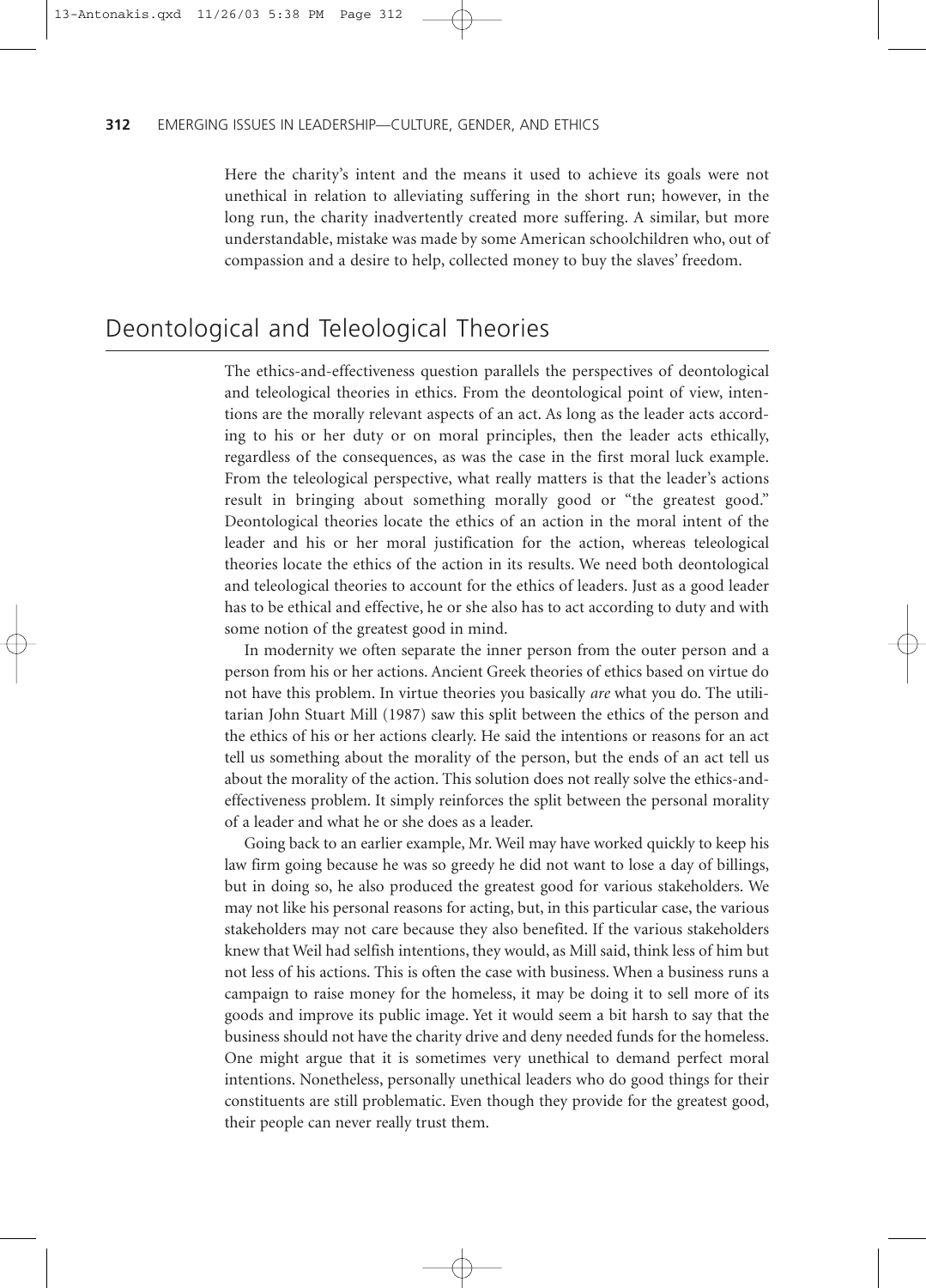Here the charity's intent and the means it used to achieve its goals were not unethical in relation to alleviating suffering in the short run; however, in the long run, the charity inadvertently created more suffering. A similar, but more understandable, mistake was made by some American schoolchildren who, out of compassion and a desire to help, collected money to buy the slaves' freedom.

## Deontological and Teleological Theories

The ethics-and-effectiveness question parallels the perspectives of deontological and teleological theories in ethics. From the deontological point of view, intentions are the morally relevant aspects of an act. As long as the leader acts according to his or her duty or on moral principles, then the leader acts ethically, regardless of the consequences, as was the case in the first moral luck example. From the teleological perspective, what really matters is that the leader's actions result in bringing about something morally good or "the greatest good." Deontological theories locate the ethics of an action in the moral intent of the leader and his or her moral justification for the action, whereas teleological theories locate the ethics of the action in its results. We need both deontological and teleological theories to account for the ethics of leaders. Just as a good leader has to be ethical and effective, he or she also has to act according to duty and with some notion of the greatest good in mind.

In modernity we often separate the inner person from the outer person and a person from his or her actions. Ancient Greek theories of ethics based on virtue do not have this problem. In virtue theories you basically *are* what you do. The utilitarian John Stuart Mill (1987) saw this split between the ethics of the person and the ethics of his or her actions clearly. He said the intentions or reasons for an act tell us something about the morality of the person, but the ends of an act tell us about the morality of the action. This solution does not really solve the ethics-and-effectiveness problem. It simply reinforces the split between the personal morality of a leader and what he or she does as a leader.

Going back to an earlier example, Mr. Weil may have worked quickly to keep his law firm going because he was so greedy he did not want to lose a day of billings, but in doing so, he also produced the greatest good for various stakeholders. We may not like his personal reasons for acting, but, in this particular case, the various stakeholders may not care because they also benefited. If the various stakeholders knew that Weil had selfish intentions, they would, as Mill said, think less of him but not less of his actions. This is often the case with business. When a business runs a campaign to raise money for the homeless, it may be doing it to sell more of its goods and improve its public image. Yet it would seem a bit harsh to say that the business should not have the charity drive and deny needed funds for the homeless. One might argue that it is sometimes very unethical to demand perfect moral intentions. Nonetheless, personally unethical leaders who do good things for their constituents are still problematic. Even though they provide for the greatest good, their people can never really trust them.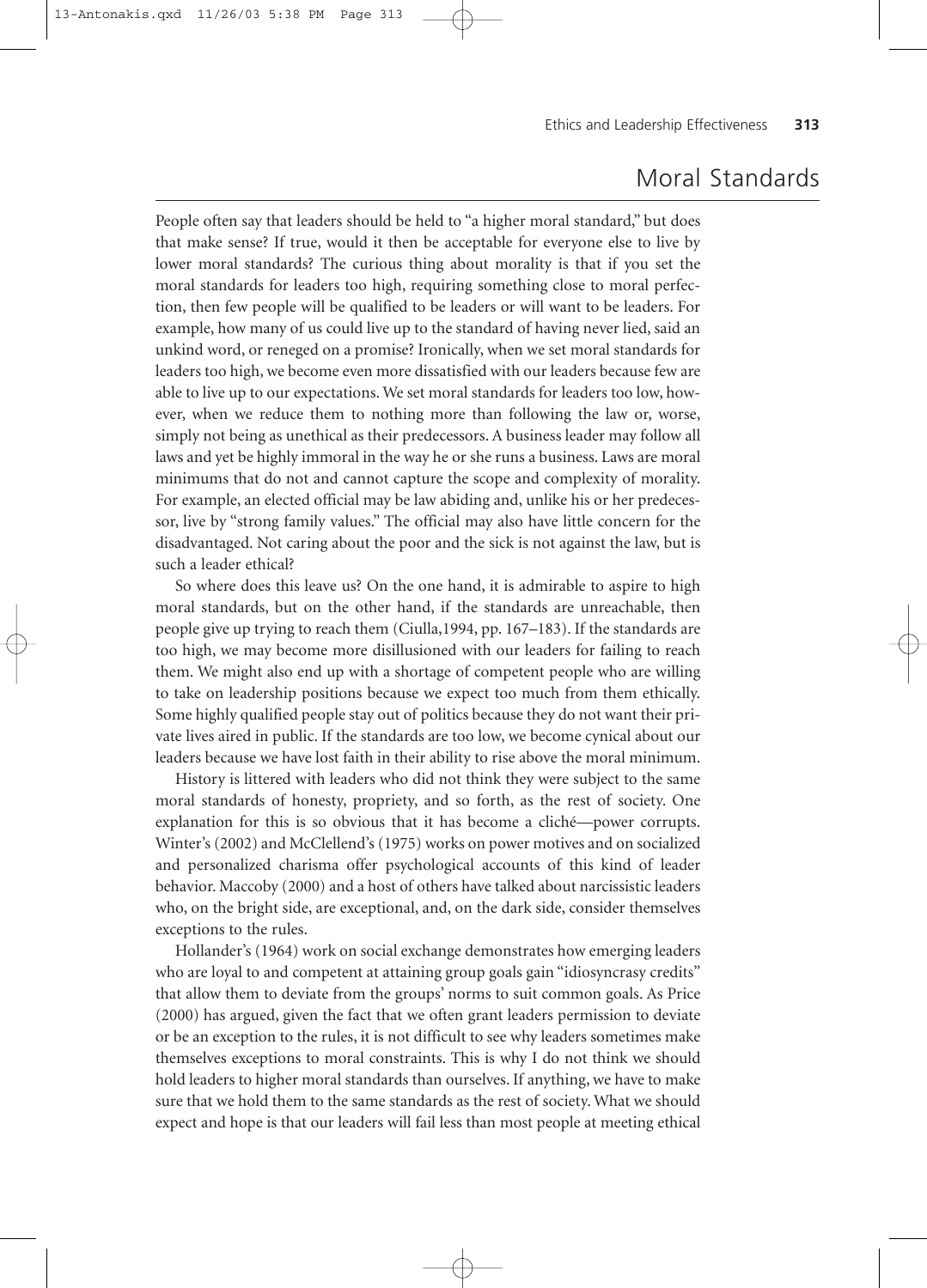## Moral Standards

People often say that leaders should be held to "a higher moral standard," but does that make sense? If true, would it then be acceptable for everyone else to live by lower moral standards? The curious thing about morality is that if you set the moral standards for leaders too high, requiring something close to moral perfection, then few people will be qualified to be leaders or will want to be leaders. For example, how many of us could live up to the standard of having never lied, said an unkind word, or reneged on a promise? Ironically, when we set moral standards for leaders too high, we become even more dissatisfied with our leaders because few are able to live up to our expectations. We set moral standards for leaders too low, however, when we reduce them to nothing more than following the law or, worse, simply not being as unethical as their predecessors. A business leader may follow all laws and yet be highly immoral in the way he or she runs a business. Laws are moral minimums that do not and cannot capture the scope and complexity of morality. For example, an elected official may be law abiding and, unlike his or her predecessor, live by "strong family values." The official may also have little concern for the disadvantaged. Not caring about the poor and the sick is not against the law, but is such a leader ethical?

So where does this leave us? On the one hand, it is admirable to aspire to high moral standards, but on the other hand, if the standards are unreachable, then people give up trying to reach them (Ciulla,1994, pp. 167–183). If the standards are too high, we may become more disillusioned with our leaders for failing to reach them. We might also end up with a shortage of competent people who are willing to take on leadership positions because we expect too much from them ethically. Some highly qualified people stay out of politics because they do not want their private lives aired in public. If the standards are too low, we become cynical about our leaders because we have lost faith in their ability to rise above the moral minimum.

History is littered with leaders who did not think they were subject to the same moral standards of honesty, propriety, and so forth, as the rest of society. One explanation for this is so obvious that it has become a cliché—power corrupts. Winter's (2002) and McClellend's (1975) works on power motives and on socialized and personalized charisma offer psychological accounts of this kind of leader behavior. Maccoby (2000) and a host of others have talked about narcissistic leaders who, on the bright side, are exceptional, and, on the dark side, consider themselves exceptions to the rules.

Hollander's (1964) work on social exchange demonstrates how emerging leaders who are loyal to and competent at attaining group goals gain "idiosyncrasy credits" that allow them to deviate from the groups' norms to suit common goals. As Price (2000) has argued, given the fact that we often grant leaders permission to deviate or be an exception to the rules, it is not difficult to see why leaders sometimes make themselves exceptions to moral constraints. This is why I do not think we should hold leaders to higher moral standards than ourselves. If anything, we have to make sure that we hold them to the same standards as the rest of society. What we should expect and hope is that our leaders will fail less than most people at meeting ethical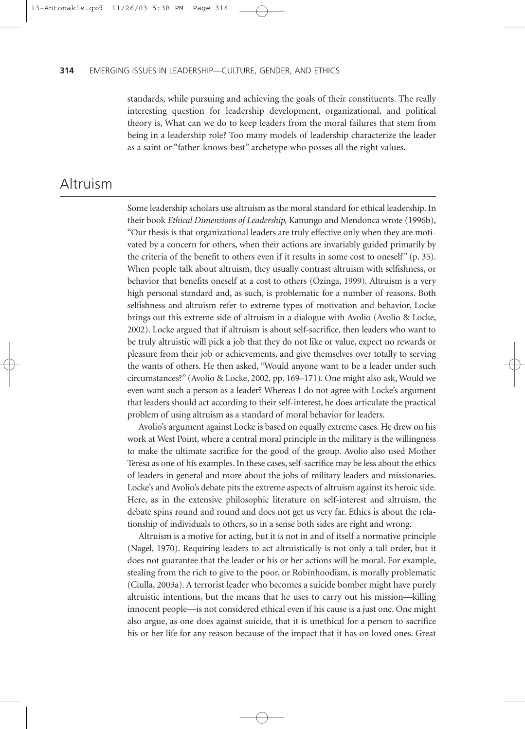standards, while pursuing and achieving the goals of their constituents. The really interesting question for leadership development, organizational, and political theory is, What can we do to keep leaders from the moral failures that stem from being in a leadership role? Too many models of leadership characterize the leader as a saint or "father-knows-best" archetype who posses all the right values.

## Altruism

Some leadership scholars use altruism as the moral standard for ethical leadership. In their book *Ethical Dimensions of Leadership,* Kanungo and Mendonca wrote (1996b), "Our thesis is that organizational leaders are truly effective only when they are motivated by a concern for others, when their actions are invariably guided primarily by the criteria of the benefit to others even if it results in some cost to oneself" (p. 35). When people talk about altruism, they usually contrast altruism with selfishness, or behavior that benefits oneself at a cost to others (Ozinga, 1999). Altruism is a very high personal standard and, as such, is problematic for a number of reasons. Both selfishness and altruism refer to extreme types of motivation and behavior. Locke brings out this extreme side of altruism in a dialogue with Avolio (Avolio & Locke, 2002). Locke argued that if altruism is about self-sacrifice, then leaders who want to be truly altruistic will pick a job that they do not like or value, expect no rewards or pleasure from their job or achievements, and give themselves over totally to serving the wants of others. He then asked, "Would anyone want to be a leader under such circumstances?" (Avolio & Locke, 2002, pp. 169–171). One might also ask, Would we even want such a person as a leader? Whereas I do not agree with Locke's argument that leaders should act according to their self-interest, he does articulate the practical problem of using altruism as a standard of moral behavior for leaders.

Avolio's argument against Locke is based on equally extreme cases. He drew on his work at West Point, where a central moral principle in the military is the willingness to make the ultimate sacrifice for the good of the group. Avolio also used Mother Teresa as one of his examples. In these cases, self-sacrifice may be less about the ethics of leaders in general and more about the jobs of military leaders and missionaries. Locke's and Avolio's debate pits the extreme aspects of altruism against its heroic side. Here, as in the extensive philosophic literature on self-interest and altruism, the debate spins round and round and does not get us very far. Ethics is about the relationship of individuals to others, so in a sense both sides are right and wrong.

Altruism is a motive for acting, but it is not in and of itself a normative principle (Nagel, 1970). Requiring leaders to act altruistically is not only a tall order, but it does not guarantee that the leader or his or her actions will be moral. For example, stealing from the rich to give to the poor, or Robinhoodism, is morally problematic (Ciulla, 2003a). A terrorist leader who becomes a suicide bomber might have purely altruistic intentions, but the means that he uses to carry out his mission—killing innocent people—is not considered ethical even if his cause is a just one. One might also argue, as one does against suicide, that it is unethical for a person to sacrifice his or her life for any reason because of the impact that it has on loved ones. Great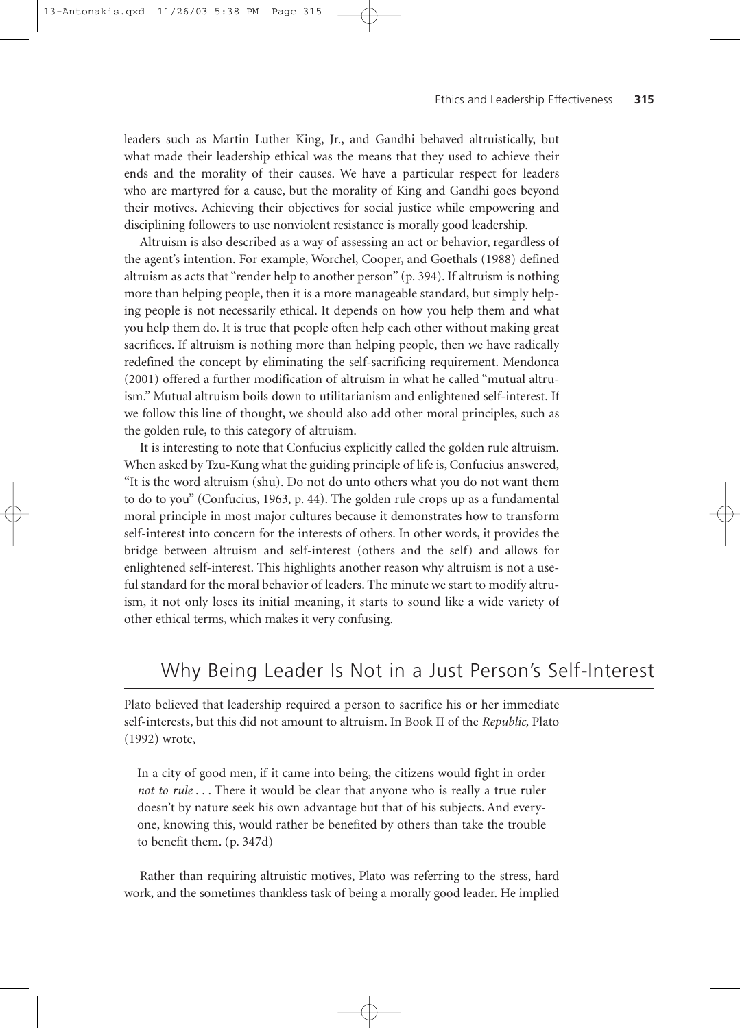leaders such as Martin Luther King, Jr., and Gandhi behaved altruistically, but what made their leadership ethical was the means that they used to achieve their ends and the morality of their causes. We have a particular respect for leaders who are martyred for a cause, but the morality of King and Gandhi goes beyond their motives. Achieving their objectives for social justice while empowering and disciplining followers to use nonviolent resistance is morally good leadership.

Altruism is also described as a way of assessing an act or behavior, regardless of the agent's intention. For example, Worchel, Cooper, and Goethals (1988) defined altruism as acts that "render help to another person" (p. 394). If altruism is nothing more than helping people, then it is a more manageable standard, but simply helping people is not necessarily ethical. It depends on how you help them and what you help them do. It is true that people often help each other without making great sacrifices. If altruism is nothing more than helping people, then we have radically redefined the concept by eliminating the self-sacrificing requirement. Mendonca (2001) offered a further modification of altruism in what he called "mutual altruism." Mutual altruism boils down to utilitarianism and enlightened self-interest. If we follow this line of thought, we should also add other moral principles, such as the golden rule, to this category of altruism.

It is interesting to note that Confucius explicitly called the golden rule altruism. When asked by Tzu-Kung what the guiding principle of life is, Confucius answered, "It is the word altruism (shu). Do not do unto others what you do not want them to do to you" (Confucius, 1963, p. 44). The golden rule crops up as a fundamental moral principle in most major cultures because it demonstrates how to transform self-interest into concern for the interests of others. In other words, it provides the bridge between altruism and self-interest (others and the self) and allows for enlightened self-interest. This highlights another reason why altruism is not a useful standard for the moral behavior of leaders. The minute we start to modify altruism, it not only loses its initial meaning, it starts to sound like a wide variety of other ethical terms, which makes it very confusing.

## Why Being Leader Is Not in a Just Person's Self-Interest

Plato believed that leadership required a person to sacrifice his or her immediate self-interests, but this did not amount to altruism. In Book II of the *Republic,* Plato (1992) wrote,

> In a city of good men, if it came into being, the citizens would fight in order *not to rule* . . . There it would be clear that anyone who is really a true ruler doesn't by nature seek his own advantage but that of his subjects. And everyone, knowing this, would rather be benefited by others than take the trouble to benefit them. (p. 347d)

Rather than requiring altruistic motives, Plato was referring to the stress, hard work, and the sometimes thankless task of being a morally good leader. He implied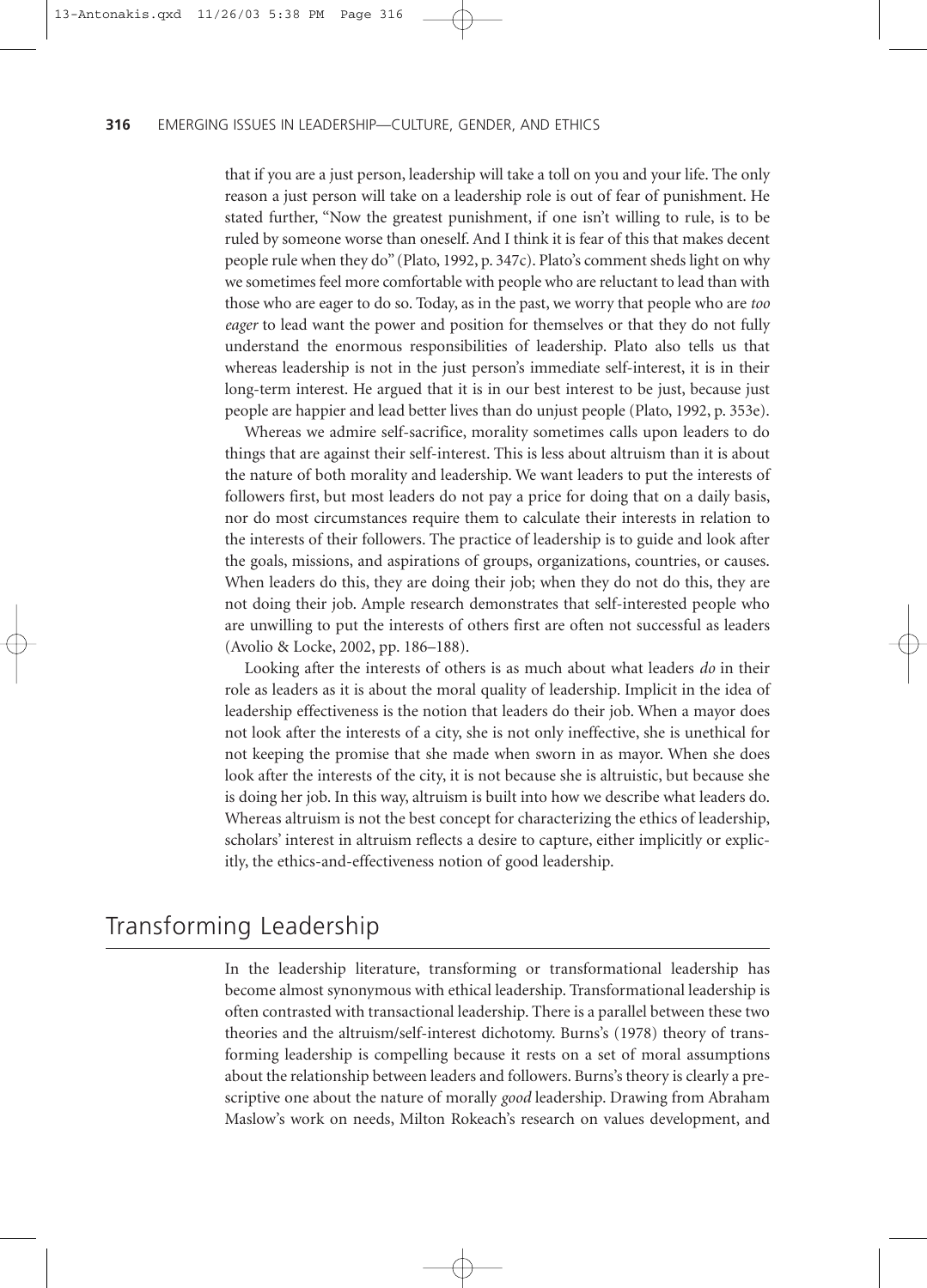that if you are a just person, leadership will take a toll on you and your life. The only reason a just person will take on a leadership role is out of fear of punishment. He stated further, "Now the greatest punishment, if one isn't willing to rule, is to be ruled by someone worse than oneself. And I think it is fear of this that makes decent people rule when they do" (Plato, 1992, p. 347c). Plato's comment sheds light on why we sometimes feel more comfortable with people who are reluctant to lead than with those who are eager to do so. Today, as in the past, we worry that people who are *too eager* to lead want the power and position for themselves or that they do not fully understand the enormous responsibilities of leadership. Plato also tells us that whereas leadership is not in the just person's immediate self-interest, it is in their long-term interest. He argued that it is in our best interest to be just, because just people are happier and lead better lives than do unjust people (Plato, 1992, p. 353e).

Whereas we admire self-sacrifice, morality sometimes calls upon leaders to do things that are against their self-interest. This is less about altruism than it is about the nature of both morality and leadership. We want leaders to put the interests of followers first, but most leaders do not pay a price for doing that on a daily basis, nor do most circumstances require them to calculate their interests in relation to the interests of their followers. The practice of leadership is to guide and look after the goals, missions, and aspirations of groups, organizations, countries, or causes. When leaders do this, they are doing their job; when they do not do this, they are not doing their job. Ample research demonstrates that self-interested people who are unwilling to put the interests of others first are often not successful as leaders (Avolio & Locke, 2002, pp. 186–188).

Looking after the interests of others is as much about what leaders *do* in their role as leaders as it is about the moral quality of leadership. Implicit in the idea of leadership effectiveness is the notion that leaders do their job. When a mayor does not look after the interests of a city, she is not only ineffective, she is unethical for not keeping the promise that she made when sworn in as mayor. When she does look after the interests of the city, it is not because she is altruistic, but because she is doing her job. In this way, altruism is built into how we describe what leaders do. Whereas altruism is not the best concept for characterizing the ethics of leadership, scholars' interest in altruism reflects a desire to capture, either implicitly or explicitly, the ethics-and-effectiveness notion of good leadership.

## Transforming Leadership

In the leadership literature, transforming or transformational leadership has become almost synonymous with ethical leadership. Transformational leadership is often contrasted with transactional leadership. There is a parallel between these two theories and the altruism/self-interest dichotomy. Burns's (1978) theory of transforming leadership is compelling because it rests on a set of moral assumptions about the relationship between leaders and followers. Burns's theory is clearly a prescriptive one about the nature of morally *good* leadership. Drawing from Abraham Maslow's work on needs, Milton Rokeach's research on values development, and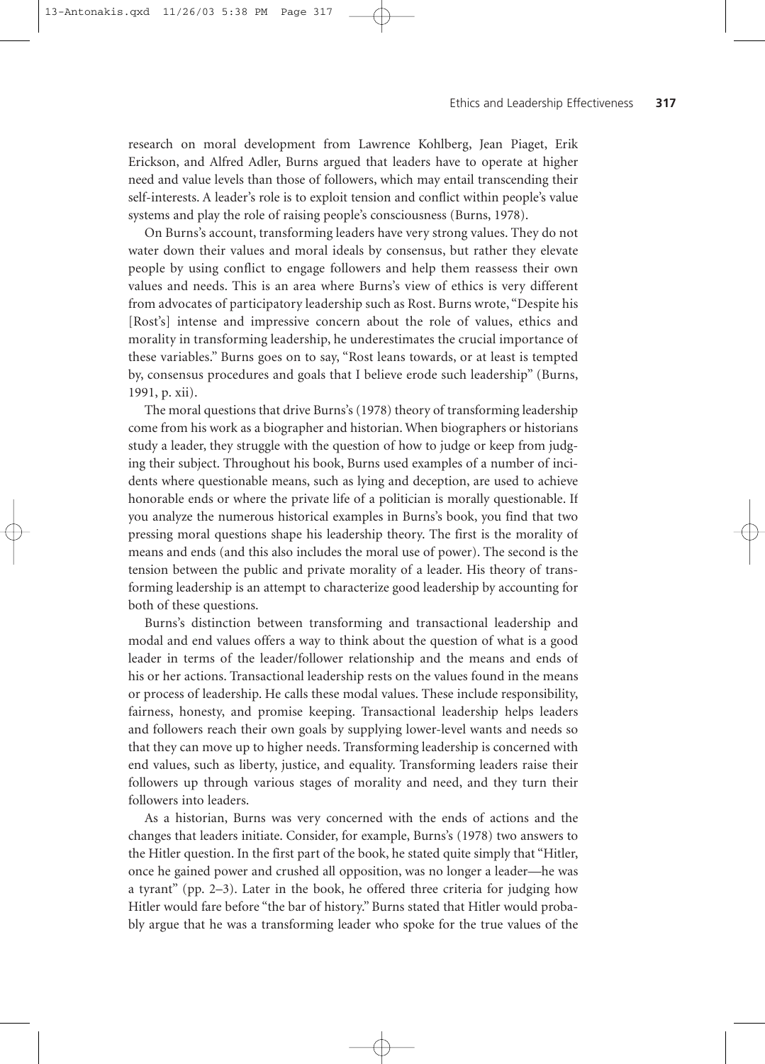research on moral development from Lawrence Kohlberg, Jean Piaget, Erik Erickson, and Alfred Adler, Burns argued that leaders have to operate at higher need and value levels than those of followers, which may entail transcending their self-interests. A leader's role is to exploit tension and conflict within people's value systems and play the role of raising people's consciousness (Burns, 1978).

On Burns's account, transforming leaders have very strong values. They do not water down their values and moral ideals by consensus, but rather they elevate people by using conflict to engage followers and help them reassess their own values and needs. This is an area where Burns's view of ethics is very different from advocates of participatory leadership such as Rost. Burns wrote, "Despite his [Rost's] intense and impressive concern about the role of values, ethics and morality in transforming leadership, he underestimates the crucial importance of these variables." Burns goes on to say, "Rost leans towards, or at least is tempted by, consensus procedures and goals that I believe erode such leadership" (Burns, 1991, p. xii).

The moral questions that drive Burns's (1978) theory of transforming leadership come from his work as a biographer and historian. When biographers or historians study a leader, they struggle with the question of how to judge or keep from judging their subject. Throughout his book, Burns used examples of a number of incidents where questionable means, such as lying and deception, are used to achieve honorable ends or where the private life of a politician is morally questionable. If you analyze the numerous historical examples in Burns's book, you find that two pressing moral questions shape his leadership theory. The first is the morality of means and ends (and this also includes the moral use of power). The second is the tension between the public and private morality of a leader. His theory of transforming leadership is an attempt to characterize good leadership by accounting for both of these questions.

Burns's distinction between transforming and transactional leadership and modal and end values offers a way to think about the question of what is a good leader in terms of the leader/follower relationship and the means and ends of his or her actions. Transactional leadership rests on the values found in the means or process of leadership. He calls these modal values. These include responsibility, fairness, honesty, and promise keeping. Transactional leadership helps leaders and followers reach their own goals by supplying lower-level wants and needs so that they can move up to higher needs. Transforming leadership is concerned with end values, such as liberty, justice, and equality. Transforming leaders raise their followers up through various stages of morality and need, and they turn their followers into leaders.

As a historian, Burns was very concerned with the ends of actions and the changes that leaders initiate. Consider, for example, Burns's (1978) two answers to the Hitler question. In the first part of the book, he stated quite simply that "Hitler, once he gained power and crushed all opposition, was no longer a leader—he was a tyrant" (pp. 2–3). Later in the book, he offered three criteria for judging how Hitler would fare before "the bar of history." Burns stated that Hitler would probably argue that he was a transforming leader who spoke for the true values of the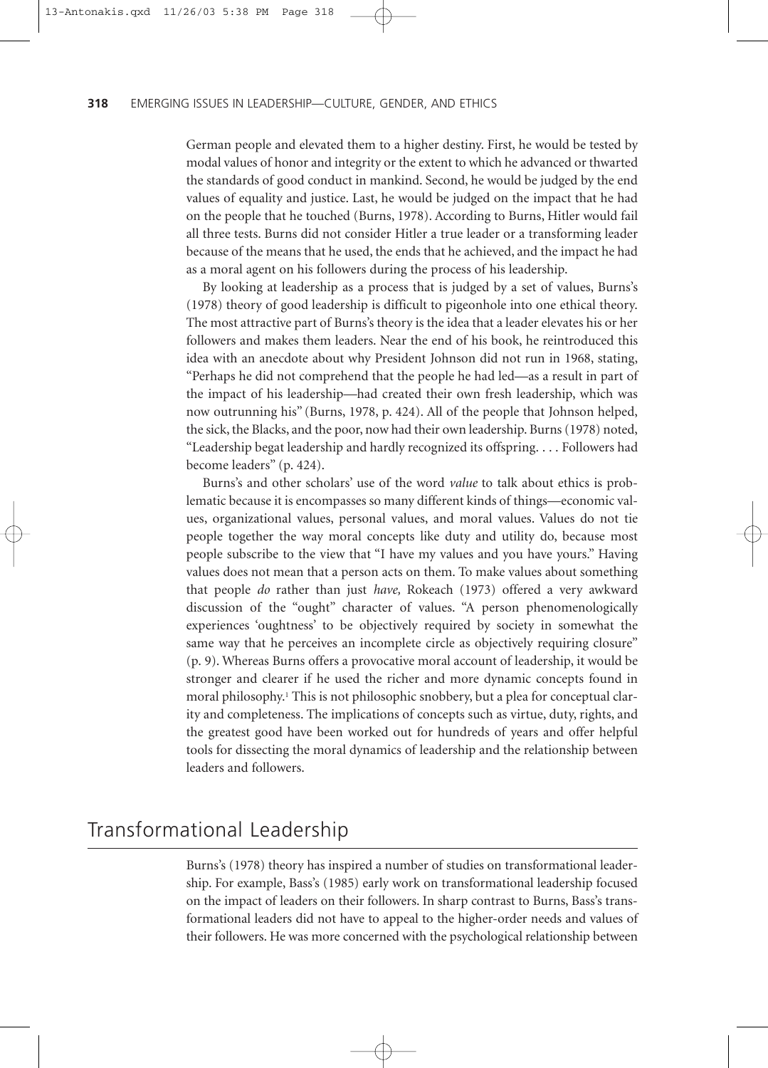German people and elevated them to a higher destiny. First, he would be tested by modal values of honor and integrity or the extent to which he advanced or thwarted the standards of good conduct in mankind. Second, he would be judged by the end values of equality and justice. Last, he would be judged on the impact that he had on the people that he touched (Burns, 1978). According to Burns, Hitler would fail all three tests. Burns did not consider Hitler a true leader or a transforming leader because of the means that he used, the ends that he achieved, and the impact he had as a moral agent on his followers during the process of his leadership.

By looking at leadership as a process that is judged by a set of values, Burns's (1978) theory of good leadership is difficult to pigeonhole into one ethical theory. The most attractive part of Burns's theory is the idea that a leader elevates his or her followers and makes them leaders. Near the end of his book, he reintroduced this idea with an anecdote about why President Johnson did not run in 1968, stating, "Perhaps he did not comprehend that the people he had led—as a result in part of the impact of his leadership—had created their own fresh leadership, which was now outrunning his" (Burns, 1978, p. 424). All of the people that Johnson helped, the sick, the Blacks, and the poor, now had their own leadership. Burns (1978) noted, "Leadership begat leadership and hardly recognized its offspring. . . . Followers had become leaders" (p. 424).

Burns's and other scholars' use of the word *value* to talk about ethics is problematic because it is encompasses so many different kinds of things—economic values, organizational values, personal values, and moral values. Values do not tie people together the way moral concepts like duty and utility do, because most people subscribe to the view that "I have my values and you have yours." Having values does not mean that a person acts on them. To make values about something that people *do* rather than just *have,* Rokeach (1973) offered a very awkward discussion of the "ought" character of values. "A person phenomenologically experiences 'oughtness' to be objectively required by society in somewhat the same way that he perceives an incomplete circle as objectively requiring closure" (p. 9). Whereas Burns offers a provocative moral account of leadership, it would be stronger and clearer if he used the richer and more dynamic concepts found in moral philosophy.[1] This is not philosophic snobbery, but a plea for conceptual clarity and completeness. The implications of concepts such as virtue, duty, rights, and the greatest good have been worked out for hundreds of years and offer helpful tools for dissecting the moral dynamics of leadership and the relationship between leaders and followers.

## Transformational Leadership

Burns's (1978) theory has inspired a number of studies on transformational leadership. For example, Bass's (1985) early work on transformational leadership focused on the impact of leaders on their followers. In sharp contrast to Burns, Bass's transformational leaders did not have to appeal to the higher-order needs and values of their followers. He was more concerned with the psychological relationship between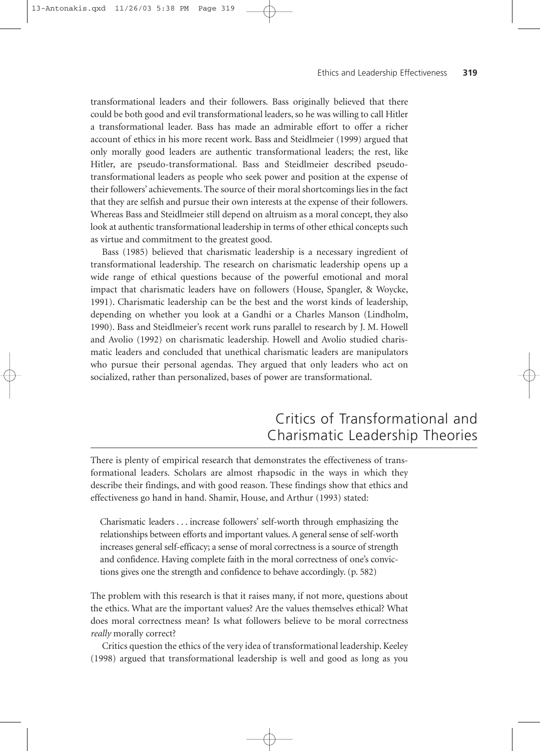transformational leaders and their followers. Bass originally believed that there could be both good and evil transformational leaders, so he was willing to call Hitler a transformational leader. Bass has made an admirable effort to offer a richer account of ethics in his more recent work. Bass and Steidlmeier (1999) argued that only morally good leaders are authentic transformational leaders; the rest, like Hitler, are pseudo-transformational. Bass and Steidlmeier described pseudo-transformational leaders as people who seek power and position at the expense of their followers' achievements. The source of their moral shortcomings lies in the fact that they are selfish and pursue their own interests at the expense of their followers. Whereas Bass and Steidlmeier still depend on altruism as a moral concept, they also look at authentic transformational leadership in terms of other ethical concepts such as virtue and commitment to the greatest good.

Bass (1985) believed that charismatic leadership is a necessary ingredient of transformational leadership. The research on charismatic leadership opens up a wide range of ethical questions because of the powerful emotional and moral impact that charismatic leaders have on followers (House, Spangler, & Woycke, 1991). Charismatic leadership can be the best and the worst kinds of leadership, depending on whether you look at a Gandhi or a Charles Manson (Lindholm, 1990). Bass and Steidlmeier's recent work runs parallel to research by J. M. Howell and Avolio (1992) on charismatic leadership. Howell and Avolio studied charismatic leaders and concluded that unethical charismatic leaders are manipulators who pursue their personal agendas. They argued that only leaders who act on socialized, rather than personalized, bases of power are transformational.

## Critics of Transformational and Charismatic Leadership Theories

There is plenty of empirical research that demonstrates the effectiveness of transformational leaders. Scholars are almost rhapsodic in the ways in which they describe their findings, and with good reason. These findings show that ethics and effectiveness go hand in hand. Shamir, House, and Arthur (1993) stated:

> Charismatic leaders . . . increase followers' self-worth through emphasizing the relationships between efforts and important values. A general sense of self-worth increases general self-efficacy; a sense of moral correctness is a source of strength and confidence. Having complete faith in the moral correctness of one's convictions gives one the strength and confidence to behave accordingly. (p. 582)

The problem with this research is that it raises many, if not more, questions about the ethics. What are the important values? Are the values themselves ethical? What does moral correctness mean? Is what followers believe to be moral correctness *really* morally correct?

Critics question the ethics of the very idea of transformational leadership. Keeley (1998) argued that transformational leadership is well and good as long as you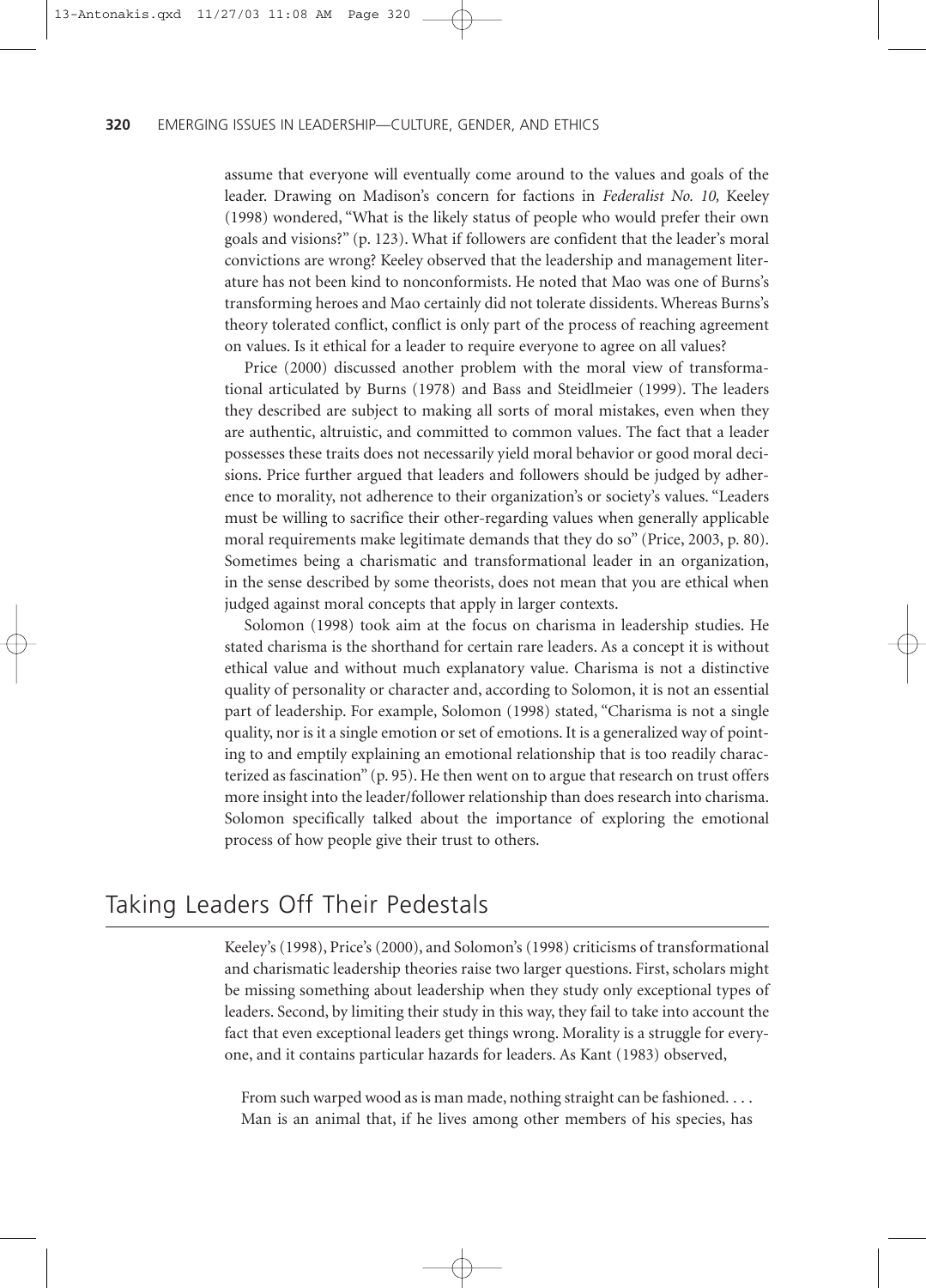assume that everyone will eventually come around to the values and goals of the leader. Drawing on Madison's concern for factions in *Federalist No. 10,* Keeley (1998) wondered, "What is the likely status of people who would prefer their own goals and visions?" (p. 123). What if followers are confident that the leader's moral convictions are wrong? Keeley observed that the leadership and management literature has not been kind to nonconformists. He noted that Mao was one of Burns's transforming heroes and Mao certainly did not tolerate dissidents. Whereas Burns's theory tolerated conflict, conflict is only part of the process of reaching agreement on values. Is it ethical for a leader to require everyone to agree on all values?

Price (2000) discussed another problem with the moral view of transformational articulated by Burns (1978) and Bass and Steidlmeier (1999). The leaders they described are subject to making all sorts of moral mistakes, even when they are authentic, altruistic, and committed to common values. The fact that a leader possesses these traits does not necessarily yield moral behavior or good moral decisions. Price further argued that leaders and followers should be judged by adherence to morality, not adherence to their organization's or society's values. "Leaders must be willing to sacrifice their other-regarding values when generally applicable moral requirements make legitimate demands that they do so" (Price, 2003, p. 80). Sometimes being a charismatic and transformational leader in an organization, in the sense described by some theorists, does not mean that you are ethical when judged against moral concepts that apply in larger contexts.

Solomon (1998) took aim at the focus on charisma in leadership studies. He stated charisma is the shorthand for certain rare leaders. As a concept it is without ethical value and without much explanatory value. Charisma is not a distinctive quality of personality or character and, according to Solomon, it is not an essential part of leadership. For example, Solomon (1998) stated, "Charisma is not a single quality, nor is it a single emotion or set of emotions. It is a generalized way of pointing to and emptily explaining an emotional relationship that is too readily characterized as fascination" (p. 95). He then went on to argue that research on trust offers more insight into the leader/follower relationship than does research into charisma. Solomon specifically talked about the importance of exploring the emotional process of how people give their trust to others.

## Taking Leaders Off Their Pedestals

Keeley's (1998), Price's (2000), and Solomon's (1998) criticisms of transformational and charismatic leadership theories raise two larger questions. First, scholars might be missing something about leadership when they study only exceptional types of leaders. Second, by limiting their study in this way, they fail to take into account the fact that even exceptional leaders get things wrong. Morality is a struggle for everyone, and it contains particular hazards for leaders. As Kant (1983) observed,

> From such warped wood as is man made, nothing straight can be fashioned. . . . Man is an animal that, if he lives among other members of his species, has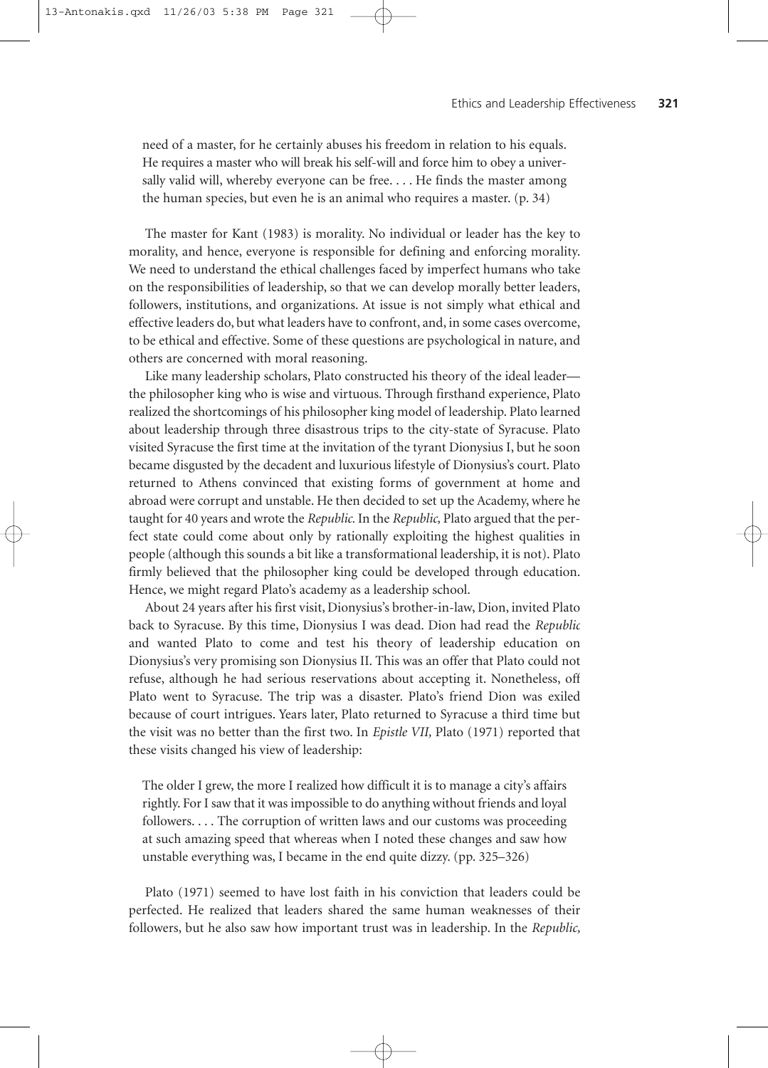> need of a master, for he certainly abuses his freedom in relation to his equals. He requires a master who will break his self-will and force him to obey a universally valid will, whereby everyone can be free. . . . He finds the master among the human species, but even he is an animal who requires a master. (p. 34)

The master for Kant (1983) is morality. No individual or leader has the key to morality, and hence, everyone is responsible for defining and enforcing morality. We need to understand the ethical challenges faced by imperfect humans who take on the responsibilities of leadership, so that we can develop morally better leaders, followers, institutions, and organizations. At issue is not simply what ethical and effective leaders do, but what leaders have to confront, and, in some cases overcome, to be ethical and effective. Some of these questions are psychological in nature, and others are concerned with moral reasoning.

Like many leadership scholars, Plato constructed his theory of the ideal leader—the philosopher king who is wise and virtuous. Through firsthand experience, Plato realized the shortcomings of his philosopher king model of leadership. Plato learned about leadership through three disastrous trips to the city-state of Syracuse. Plato visited Syracuse the first time at the invitation of the tyrant Dionysius I, but he soon became disgusted by the decadent and luxurious lifestyle of Dionysius's court. Plato returned to Athens convinced that existing forms of government at home and abroad were corrupt and unstable. He then decided to set up the Academy, where he taught for 40 years and wrote the *Republic.* In the *Republic,* Plato argued that the perfect state could come about only by rationally exploiting the highest qualities in people (although this sounds a bit like a transformational leadership, it is not). Plato firmly believed that the philosopher king could be developed through education. Hence, we might regard Plato's academy as a leadership school.

About 24 years after his first visit, Dionysius's brother-in-law, Dion, invited Plato back to Syracuse. By this time, Dionysius I was dead. Dion had read the *Republic* and wanted Plato to come and test his theory of leadership education on Dionysius's very promising son Dionysius II. This was an offer that Plato could not refuse, although he had serious reservations about accepting it. Nonetheless, off Plato went to Syracuse. The trip was a disaster. Plato's friend Dion was exiled because of court intrigues. Years later, Plato returned to Syracuse a third time but the visit was no better than the first two. In *Epistle VII,* Plato (1971) reported that these visits changed his view of leadership:

> The older I grew, the more I realized how difficult it is to manage a city's affairs rightly. For I saw that it was impossible to do anything without friends and loyal followers. . . . The corruption of written laws and our customs was proceeding at such amazing speed that whereas when I noted these changes and saw how unstable everything was, I became in the end quite dizzy. (pp. 325–326)

Plato (1971) seemed to have lost faith in his conviction that leaders could be perfected. He realized that leaders shared the same human weaknesses of their followers, but he also saw how important trust was in leadership. In the *Republic,*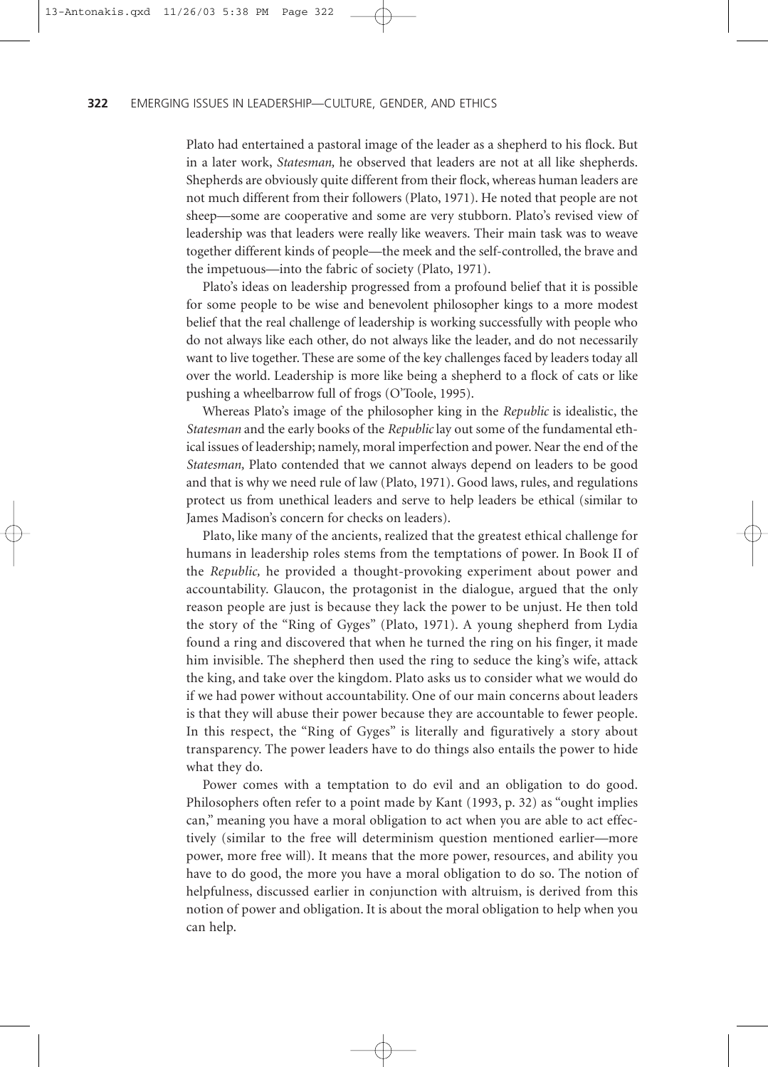Plato had entertained a pastoral image of the leader as a shepherd to his flock. But in a later work, *Statesman,* he observed that leaders are not at all like shepherds. Shepherds are obviously quite different from their flock, whereas human leaders are not much different from their followers (Plato, 1971). He noted that people are not sheep—some are cooperative and some are very stubborn. Plato's revised view of leadership was that leaders were really like weavers. Their main task was to weave together different kinds of people—the meek and the self-controlled, the brave and the impetuous—into the fabric of society (Plato, 1971).

Plato's ideas on leadership progressed from a profound belief that it is possible for some people to be wise and benevolent philosopher kings to a more modest belief that the real challenge of leadership is working successfully with people who do not always like each other, do not always like the leader, and do not necessarily want to live together. These are some of the key challenges faced by leaders today all over the world. Leadership is more like being a shepherd to a flock of cats or like pushing a wheelbarrow full of frogs (O'Toole, 1995).

Whereas Plato's image of the philosopher king in the *Republic* is idealistic, the *Statesman* and the early books of the *Republic* lay out some of the fundamental ethical issues of leadership; namely, moral imperfection and power. Near the end of the *Statesman,* Plato contended that we cannot always depend on leaders to be good and that is why we need rule of law (Plato, 1971). Good laws, rules, and regulations protect us from unethical leaders and serve to help leaders be ethical (similar to James Madison's concern for checks on leaders).

Plato, like many of the ancients, realized that the greatest ethical challenge for humans in leadership roles stems from the temptations of power. In Book II of the *Republic,* he provided a thought-provoking experiment about power and accountability. Glaucon, the protagonist in the dialogue, argued that the only reason people are just is because they lack the power to be unjust. He then told the story of the "Ring of Gyges" (Plato, 1971). A young shepherd from Lydia found a ring and discovered that when he turned the ring on his finger, it made him invisible. The shepherd then used the ring to seduce the king's wife, attack the king, and take over the kingdom. Plato asks us to consider what we would do if we had power without accountability. One of our main concerns about leaders is that they will abuse their power because they are accountable to fewer people. In this respect, the "Ring of Gyges" is literally and figuratively a story about transparency. The power leaders have to do things also entails the power to hide what they do.

Power comes with a temptation to do evil and an obligation to do good. Philosophers often refer to a point made by Kant (1993, p. 32) as "ought implies can," meaning you have a moral obligation to act when you are able to act effectively (similar to the free will determinism question mentioned earlier—more power, more free will). It means that the more power, resources, and ability you have to do good, the more you have a moral obligation to do so. The notion of helpfulness, discussed earlier in conjunction with altruism, is derived from this notion of power and obligation. It is about the moral obligation to help when you can help.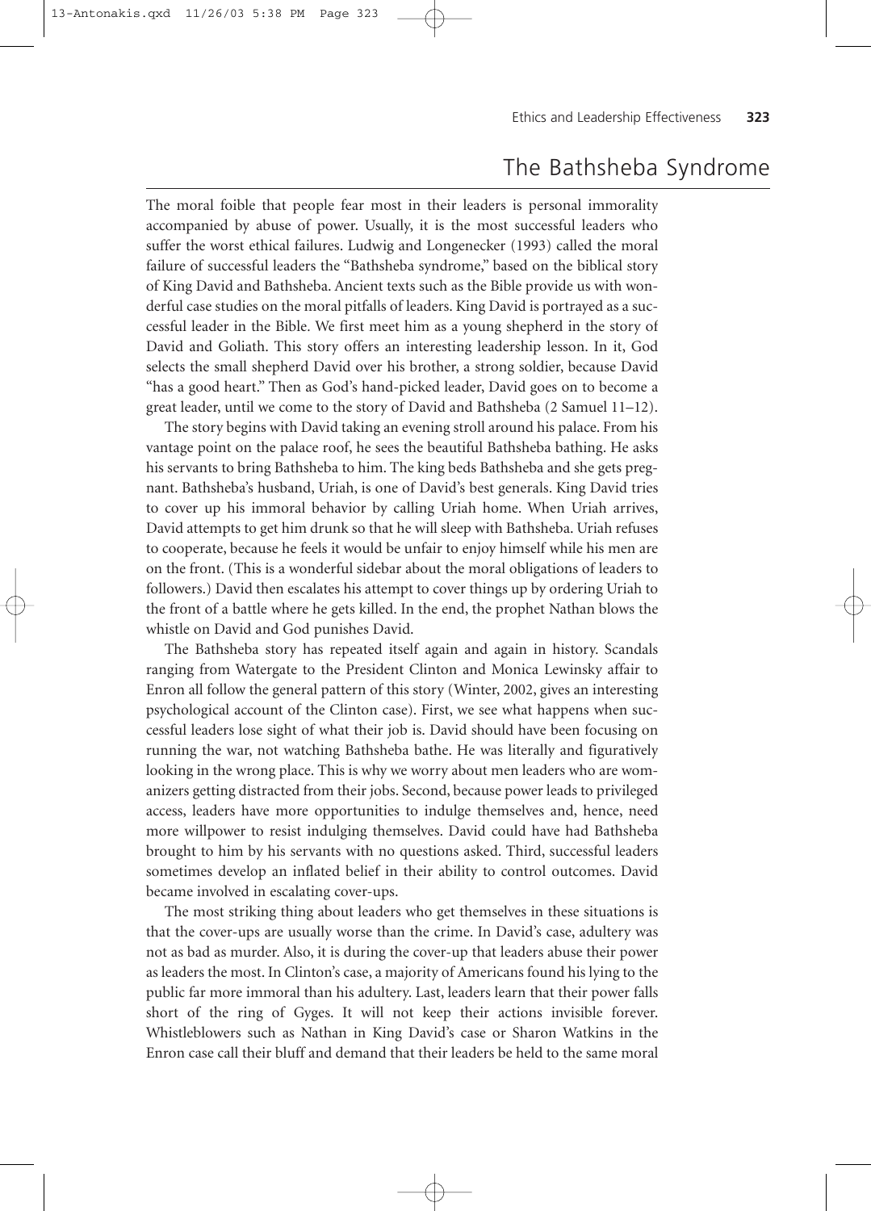## The Bathsheba Syndrome

The moral foible that people fear most in their leaders is personal immorality accompanied by abuse of power. Usually, it is the most successful leaders who suffer the worst ethical failures. Ludwig and Longenecker (1993) called the moral failure of successful leaders the "Bathsheba syndrome," based on the biblical story of King David and Bathsheba. Ancient texts such as the Bible provide us with wonderful case studies on the moral pitfalls of leaders. King David is portrayed as a successful leader in the Bible. We first meet him as a young shepherd in the story of David and Goliath. This story offers an interesting leadership lesson. In it, God selects the small shepherd David over his brother, a strong soldier, because David "has a good heart." Then as God's hand-picked leader, David goes on to become a great leader, until we come to the story of David and Bathsheba (2 Samuel 11–12).

The story begins with David taking an evening stroll around his palace. From his vantage point on the palace roof, he sees the beautiful Bathsheba bathing. He asks his servants to bring Bathsheba to him. The king beds Bathsheba and she gets pregnant. Bathsheba's husband, Uriah, is one of David's best generals. King David tries to cover up his immoral behavior by calling Uriah home. When Uriah arrives, David attempts to get him drunk so that he will sleep with Bathsheba. Uriah refuses to cooperate, because he feels it would be unfair to enjoy himself while his men are on the front. (This is a wonderful sidebar about the moral obligations of leaders to followers.) David then escalates his attempt to cover things up by ordering Uriah to the front of a battle where he gets killed. In the end, the prophet Nathan blows the whistle on David and God punishes David.

The Bathsheba story has repeated itself again and again in history. Scandals ranging from Watergate to the President Clinton and Monica Lewinsky affair to Enron all follow the general pattern of this story (Winter, 2002, gives an interesting psychological account of the Clinton case). First, we see what happens when successful leaders lose sight of what their job is. David should have been focusing on running the war, not watching Bathsheba bathe. He was literally and figuratively looking in the wrong place. This is why we worry about men leaders who are womanizers getting distracted from their jobs. Second, because power leads to privileged access, leaders have more opportunities to indulge themselves and, hence, need more willpower to resist indulging themselves. David could have had Bathsheba brought to him by his servants with no questions asked. Third, successful leaders sometimes develop an inflated belief in their ability to control outcomes. David became involved in escalating cover-ups.

The most striking thing about leaders who get themselves in these situations is that the cover-ups are usually worse than the crime. In David's case, adultery was not as bad as murder. Also, it is during the cover-up that leaders abuse their power as leaders the most. In Clinton's case, a majority of Americans found his lying to the public far more immoral than his adultery. Last, leaders learn that their power falls short of the ring of Gyges. It will not keep their actions invisible forever. Whistleblowers such as Nathan in King David's case or Sharon Watkins in the Enron case call their bluff and demand that their leaders be held to the same moral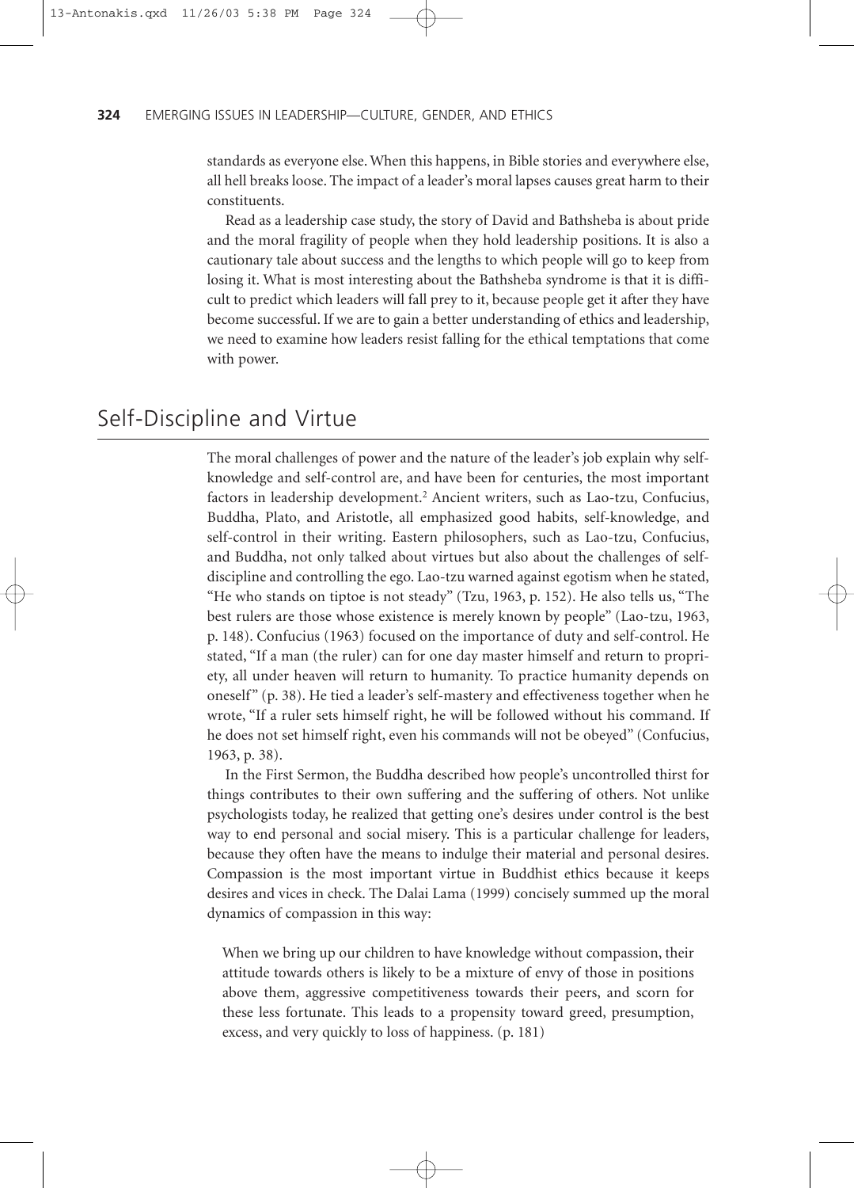standards as everyone else. When this happens, in Bible stories and everywhere else, all hell breaks loose. The impact of a leader's moral lapses causes great harm to their constituents.

Read as a leadership case study, the story of David and Bathsheba is about pride and the moral fragility of people when they hold leadership positions. It is also a cautionary tale about success and the lengths to which people will go to keep from losing it. What is most interesting about the Bathsheba syndrome is that it is difficult to predict which leaders will fall prey to it, because people get it after they have become successful. If we are to gain a better understanding of ethics and leadership, we need to examine how leaders resist falling for the ethical temptations that come with power.

## Self-Discipline and Virtue

The moral challenges of power and the nature of the leader's job explain why self-knowledge and self-control are, and have been for centuries, the most important factors in leadership development.[2] Ancient writers, such as Lao-tzu, Confucius, Buddha, Plato, and Aristotle, all emphasized good habits, self-knowledge, and self-control in their writing. Eastern philosophers, such as Lao-tzu, Confucius, and Buddha, not only talked about virtues but also about the challenges of self-discipline and controlling the ego. Lao-tzu warned against egotism when he stated, "He who stands on tiptoe is not steady" (Tzu, 1963, p. 152). He also tells us, "The best rulers are those whose existence is merely known by people" (Lao-tzu, 1963, p. 148). Confucius (1963) focused on the importance of duty and self-control. He stated, "If a man (the ruler) can for one day master himself and return to propriety, all under heaven will return to humanity. To practice humanity depends on oneself" (p. 38). He tied a leader's self-mastery and effectiveness together when he wrote, "If a ruler sets himself right, he will be followed without his command. If he does not set himself right, even his commands will not be obeyed" (Confucius, 1963, p. 38).

In the First Sermon, the Buddha described how people's uncontrolled thirst for things contributes to their own suffering and the suffering of others. Not unlike psychologists today, he realized that getting one's desires under control is the best way to end personal and social misery. This is a particular challenge for leaders, because they often have the means to indulge their material and personal desires. Compassion is the most important virtue in Buddhist ethics because it keeps desires and vices in check. The Dalai Lama (1999) concisely summed up the moral dynamics of compassion in this way:

> When we bring up our children to have knowledge without compassion, their attitude towards others is likely to be a mixture of envy of those in positions above them, aggressive competitiveness towards their peers, and scorn for these less fortunate. This leads to a propensity toward greed, presumption, excess, and very quickly to loss of happiness. (p. 181)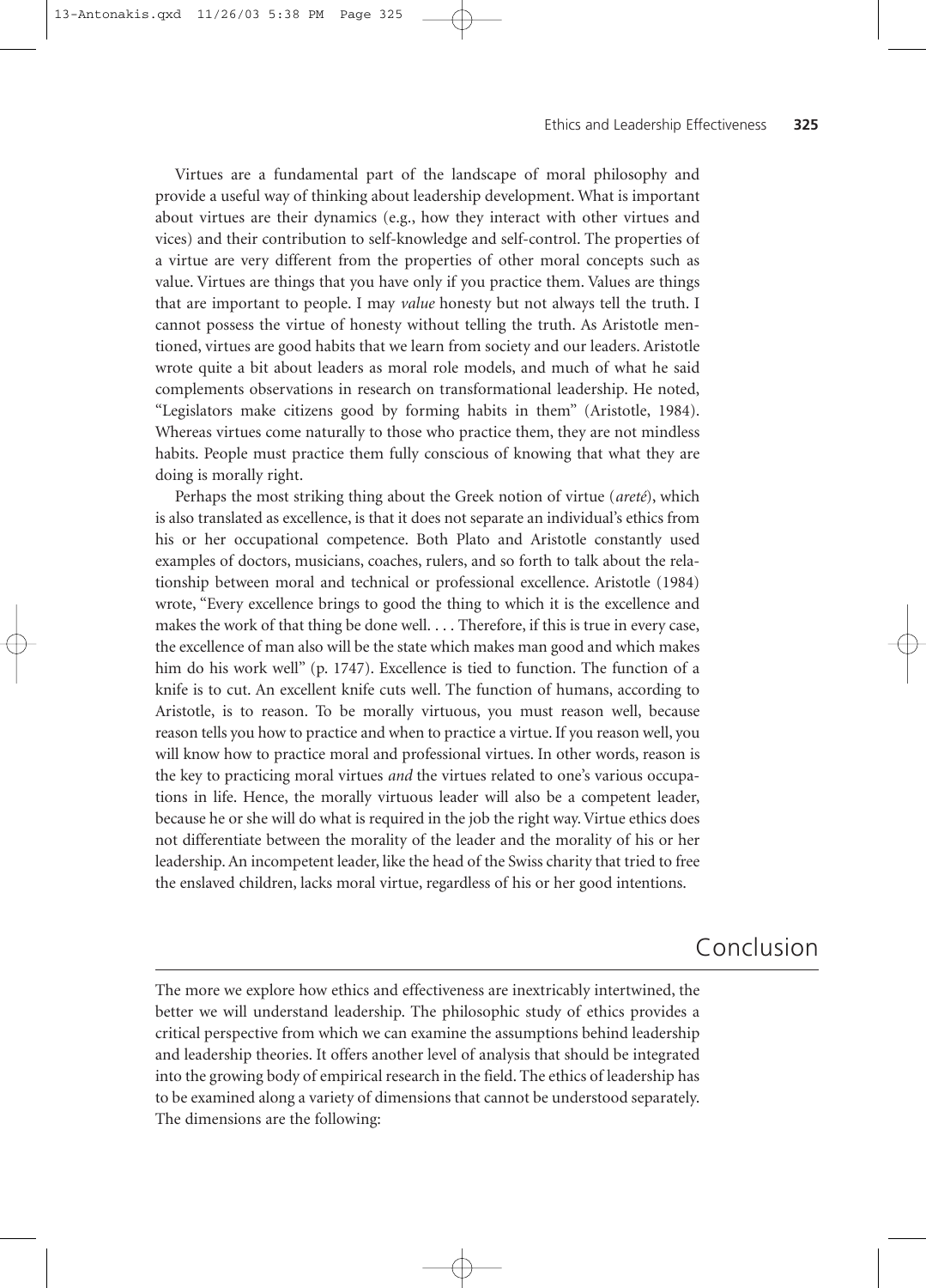Virtues are a fundamental part of the landscape of moral philosophy and provide a useful way of thinking about leadership development. What is important about virtues are their dynamics (e.g., how they interact with other virtues and vices) and their contribution to self-knowledge and self-control. The properties of a virtue are very different from the properties of other moral concepts such as value. Virtues are things that you have only if you practice them. Values are things that are important to people. I may *value* honesty but not always tell the truth. I cannot possess the virtue of honesty without telling the truth. As Aristotle mentioned, virtues are good habits that we learn from society and our leaders. Aristotle wrote quite a bit about leaders as moral role models, and much of what he said complements observations in research on transformational leadership. He noted, "Legislators make citizens good by forming habits in them" (Aristotle, 1984). Whereas virtues come naturally to those who practice them, they are not mindless habits. People must practice them fully conscious of knowing that what they are doing is morally right.

Perhaps the most striking thing about the Greek notion of virtue (*areté*), which is also translated as excellence, is that it does not separate an individual's ethics from his or her occupational competence. Both Plato and Aristotle constantly used examples of doctors, musicians, coaches, rulers, and so forth to talk about the relationship between moral and technical or professional excellence. Aristotle (1984) wrote, "Every excellence brings to good the thing to which it is the excellence and makes the work of that thing be done well. . . . Therefore, if this is true in every case, the excellence of man also will be the state which makes man good and which makes him do his work well" (p. 1747). Excellence is tied to function. The function of a knife is to cut. An excellent knife cuts well. The function of humans, according to Aristotle, is to reason. To be morally virtuous, you must reason well, because reason tells you how to practice and when to practice a virtue. If you reason well, you will know how to practice moral and professional virtues. In other words, reason is the key to practicing moral virtues *and* the virtues related to one's various occupations in life. Hence, the morally virtuous leader will also be a competent leader, because he or she will do what is required in the job the right way. Virtue ethics does not differentiate between the morality of the leader and the morality of his or her leadership. An incompetent leader, like the head of the Swiss charity that tried to free the enslaved children, lacks moral virtue, regardless of his or her good intentions.

## Conclusion

The more we explore how ethics and effectiveness are inextricably intertwined, the better we will understand leadership. The philosophic study of ethics provides a critical perspective from which we can examine the assumptions behind leadership and leadership theories. It offers another level of analysis that should be integrated into the growing body of empirical research in the field. The ethics of leadership has to be examined along a variety of dimensions that cannot be understood separately. The dimensions are the following: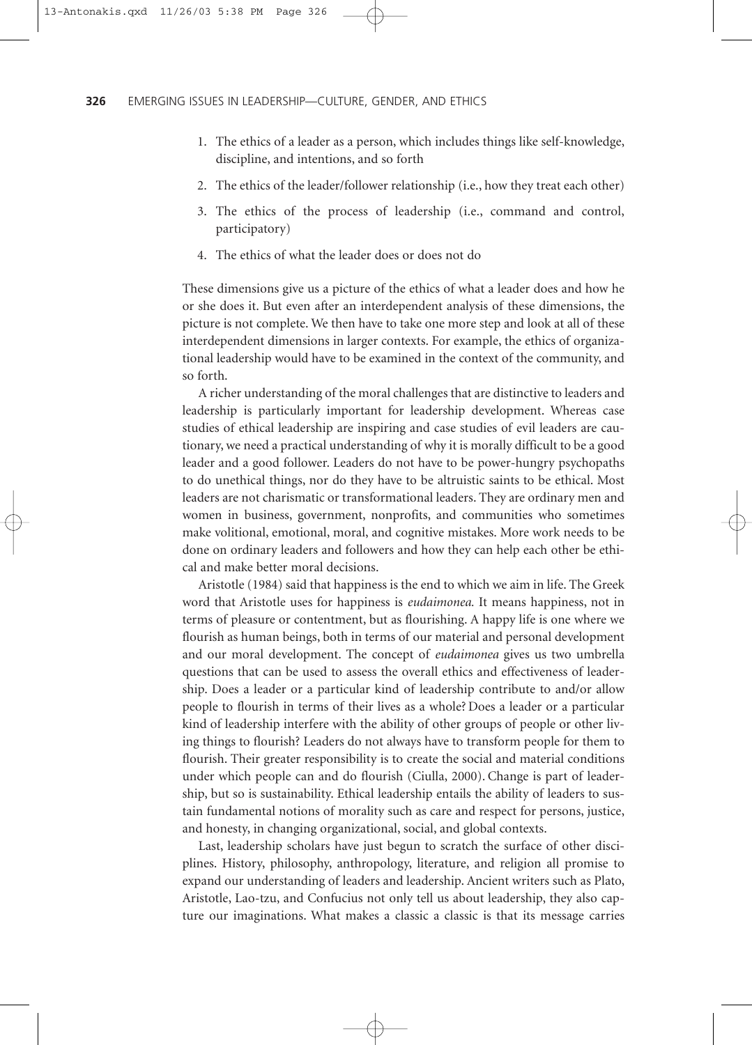1. The ethics of a leader as a person, which includes things like self-knowledge, discipline, and intentions, and so forth
2. The ethics of the leader/follower relationship (i.e., how they treat each other)
3. The ethics of the process of leadership (i.e., command and control, participatory)
4. The ethics of what the leader does or does not do

These dimensions give us a picture of the ethics of what a leader does and how he or she does it. But even after an interdependent analysis of these dimensions, the picture is not complete. We then have to take one more step and look at all of these interdependent dimensions in larger contexts. For example, the ethics of organizational leadership would have to be examined in the context of the community, and so forth.

A richer understanding of the moral challenges that are distinctive to leaders and leadership is particularly important for leadership development. Whereas case studies of ethical leadership are inspiring and case studies of evil leaders are cautionary, we need a practical understanding of why it is morally difficult to be a good leader and a good follower. Leaders do not have to be power-hungry psychopaths to do unethical things, nor do they have to be altruistic saints to be ethical. Most leaders are not charismatic or transformational leaders. They are ordinary men and women in business, government, nonprofits, and communities who sometimes make volitional, emotional, moral, and cognitive mistakes. More work needs to be done on ordinary leaders and followers and how they can help each other be ethical and make better moral decisions.

Aristotle (1984) said that happiness is the end to which we aim in life. The Greek word that Aristotle uses for happiness is *eudaimonea.* It means happiness, not in terms of pleasure or contentment, but as flourishing. A happy life is one where we flourish as human beings, both in terms of our material and personal development and our moral development. The concept of *eudaimonea* gives us two umbrella questions that can be used to assess the overall ethics and effectiveness of leadership. Does a leader or a particular kind of leadership contribute to and/or allow people to flourish in terms of their lives as a whole? Does a leader or a particular kind of leadership interfere with the ability of other groups of people or other living things to flourish? Leaders do not always have to transform people for them to flourish. Their greater responsibility is to create the social and material conditions under which people can and do flourish (Ciulla, 2000). Change is part of leadership, but so is sustainability. Ethical leadership entails the ability of leaders to sustain fundamental notions of morality such as care and respect for persons, justice, and honesty, in changing organizational, social, and global contexts.

Last, leadership scholars have just begun to scratch the surface of other disciplines. History, philosophy, anthropology, literature, and religion all promise to expand our understanding of leaders and leadership. Ancient writers such as Plato, Aristotle, Lao-tzu, and Confucius not only tell us about leadership, they also capture our imaginations. What makes a classic a classic is that its message carries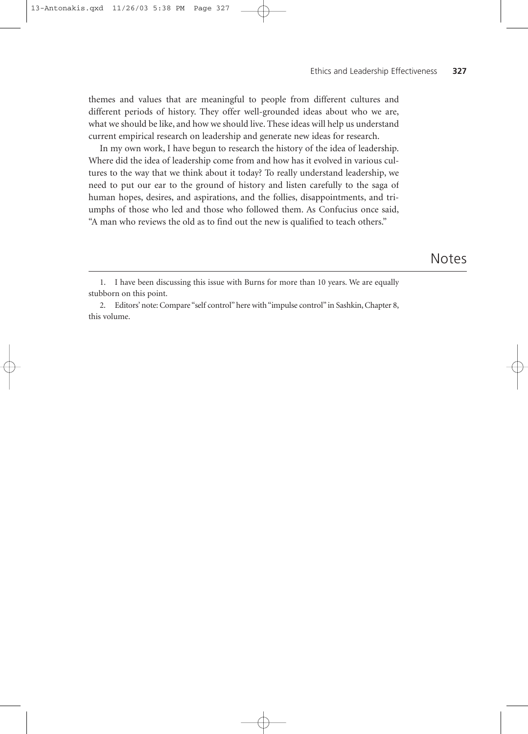themes and values that are meaningful to people from different cultures and different periods of history. They offer well-grounded ideas about who we are, what we should be like, and how we should live. These ideas will help us understand current empirical research on leadership and generate new ideas for research.

In my own work, I have begun to research the history of the idea of leadership. Where did the idea of leadership come from and how has it evolved in various cultures to the way that we think about it today? To really understand leadership, we need to put our ear to the ground of history and listen carefully to the saga of human hopes, desires, and aspirations, and the follies, disappointments, and triumphs of those who led and those who followed them. As Confucius once said, "A man who reviews the old as to find out the new is qualified to teach others."

## Notes

1. I have been discussing this issue with Burns for more than 10 years. We are equally stubborn on this point.

2. Editors' note: Compare "self control" here with "impulse control" in Sashkin, Chapter 8, this volume.